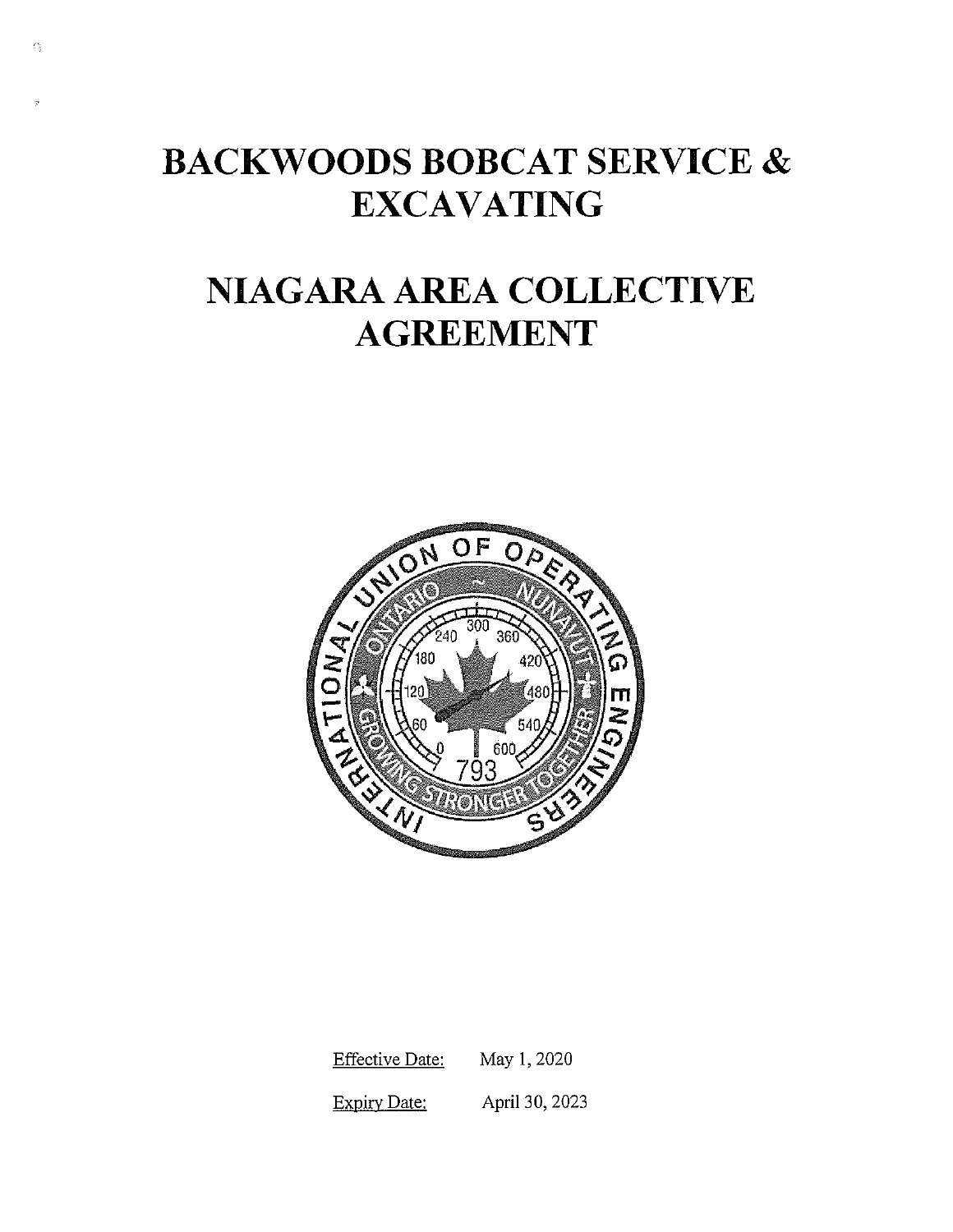# BACKWOODS BOBCAT SERVICE & EXCAVATING

# NIAGARA AREA COLLECTIVE AGREEMENT

Effective Date: May 1, 2020

Expiry Date: April 30, 2023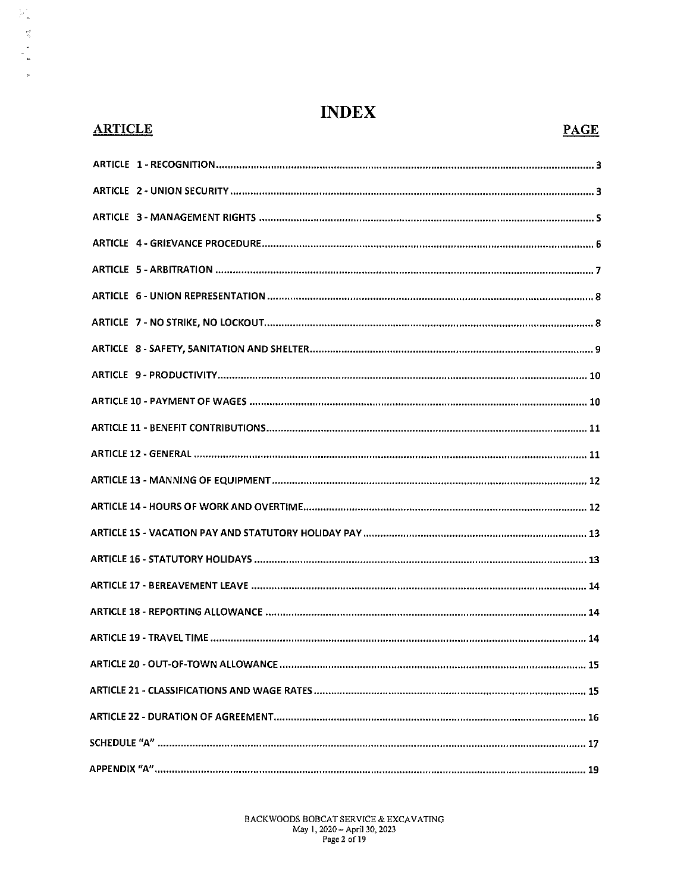# INDEX

| ARTICLE | PAGE |
|---|---|
| ARTICLE 1 - RECOGNITION | 3 |
| ARTICLE 2 - UNION SECURITY | 3 |
| ARTICLE 3 - MANAGEMENT RIGHTS | 5 |
| ARTICLE 4 - GRIEVANCE PROCEDURE | 6 |
| ARTICLE 5 - ARBITRATION | 7 |
| ARTICLE 6 - UNION REPRESENTATION | 8 |
| ARTICLE 7 - NO STRIKE, NO LOCKOUT | 8 |
| ARTICLE 8 - SAFETY, SANITATION AND SHELTER | 9 |
| ARTICLE 9 - PRODUCTIVITY | 10 |
| ARTICLE 10 - PAYMENT OF WAGES | 10 |
| ARTICLE 11 - BENEFIT CONTRIBUTIONS | 11 |
| ARTICLE 12 - GENERAL | 11 |
| ARTICLE 13 - MANNING OF EQUIPMENT | 12 |
| ARTICLE 14 - HOURS OF WORK AND OVERTIME | 12 |
| ARTICLE 15 - VACATION PAY AND STATUTORY HOLIDAY PAY | 13 |
| ARTICLE 16 - STATUTORY HOLIDAYS | 13 |
| ARTICLE 17 - BEREAVEMENT LEAVE | 14 |
| ARTICLE 18 - REPORTING ALLOWANCE | 14 |
| ARTICLE 19 - TRAVEL TIME | 14 |
| ARTICLE 20 - OUT-OF-TOWN ALLOWANCE | 15 |
| ARTICLE 21 - CLASSIFICATIONS AND WAGE RATES | 15 |
| ARTICLE 22 - DURATION OF AGREEMENT | 16 |
| SCHEDULE "A" | 17 |
| APPENDIX "A" | 19 |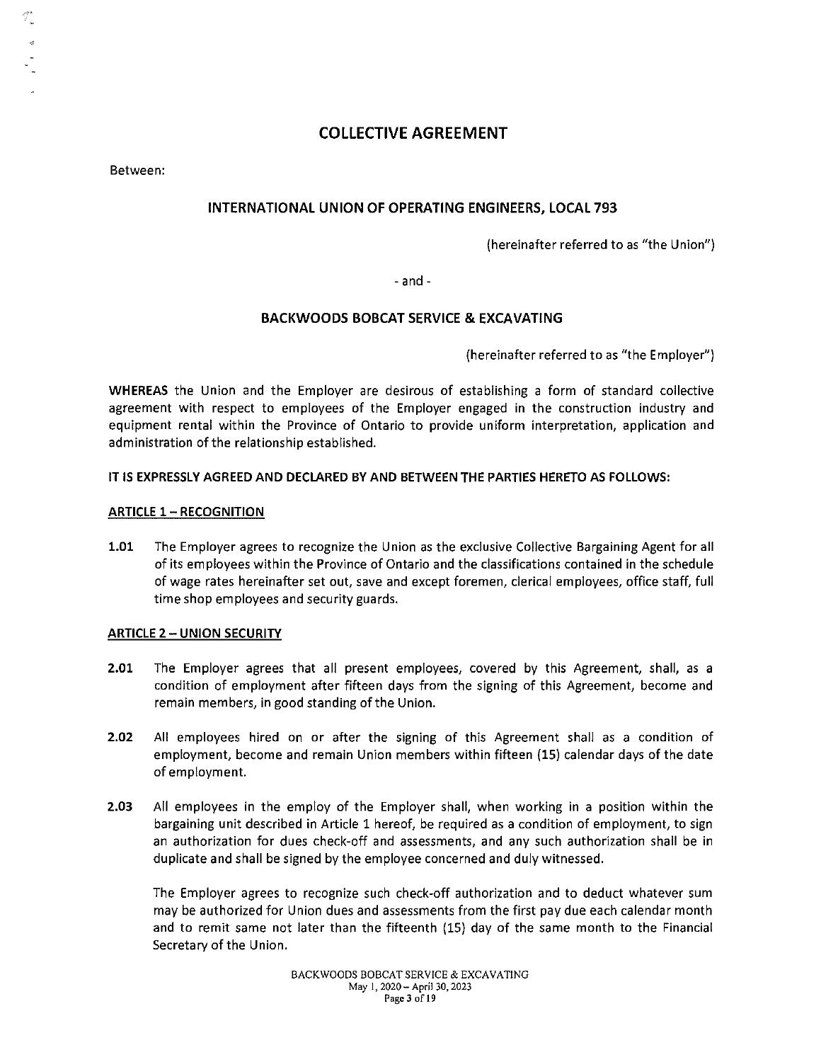# COLLECTIVE AGREEMENT

Between:

## INTERNATIONAL UNION OF OPERATING ENGINEERS, LOCAL 793

(hereinafter referred to as "the Union")

- and -

## BACKWOODS BOBCAT SERVICE & EXCAVATING

(hereinafter referred to as "the Employer")

**WHEREAS** the Union and the Employer are desirous of establishing a form of standard collective agreement with respect to employees of the Employer engaged in the construction industry and equipment rental within the Province of Ontario to provide uniform interpretation, application and administration of the relationship established.

**IT IS EXPRESSLY AGREED AND DECLARED BY AND BETWEEN THE PARTIES HERETO AS FOLLOWS:**

### ARTICLE 1 – RECOGNITION

**1.01** The Employer agrees to recognize the Union as the exclusive Collective Bargaining Agent for all of its employees within the Province of Ontario and the classifications contained in the schedule of wage rates hereinafter set out, save and except foremen, clerical employees, office staff, full time shop employees and security guards.

### ARTICLE 2 – UNION SECURITY

**2.01** The Employer agrees that all present employees, covered by this Agreement, shall, as a condition of employment after fifteen days from the signing of this Agreement, become and remain members, in good standing of the Union.

**2.02** All employees hired on or after the signing of this Agreement shall as a condition of employment, become and remain Union members within fifteen (15) calendar days of the date of employment.

**2.03** All employees in the employ of the Employer shall, when working in a position within the bargaining unit described in Article 1 hereof, be required as a condition of employment, to sign an authorization for dues check-off and assessments, and any such authorization shall be in duplicate and shall be signed by the employee concerned and duly witnessed.

The Employer agrees to recognize such check-off authorization and to deduct whatever sum may be authorized for Union dues and assessments from the first pay due each calendar month and to remit same not later than the fifteenth (15) day of the same month to the Financial Secretary of the Union.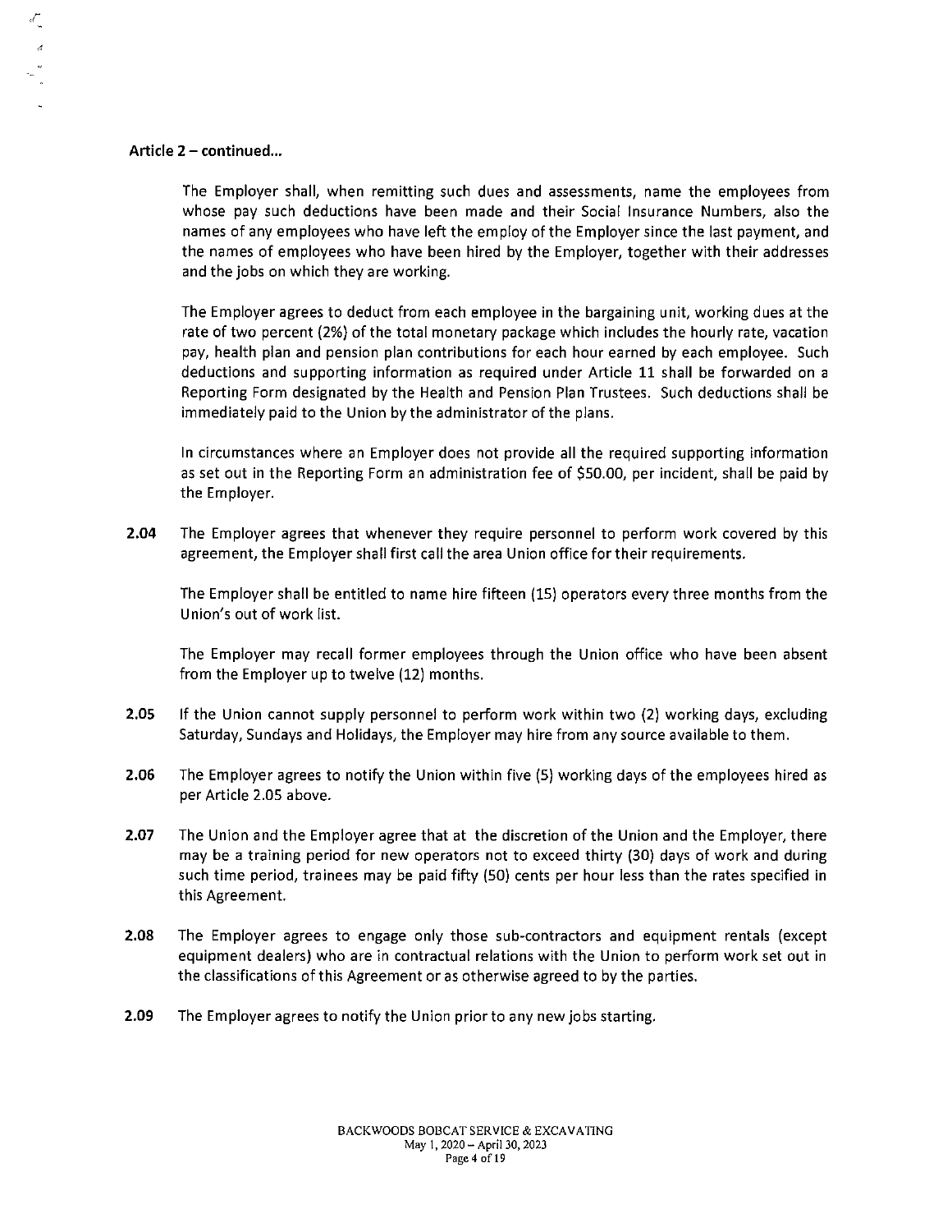**Article 2 – continued...**

The Employer shall, when remitting such dues and assessments, name the employees from whose pay such deductions have been made and their Social Insurance Numbers, also the names of any employees who have left the employ of the Employer since the last payment, and the names of employees who have been hired by the Employer, together with their addresses and the jobs on which they are working.

The Employer agrees to deduct from each employee in the bargaining unit, working dues at the rate of two percent (2%) of the total monetary package which includes the hourly rate, vacation pay, health plan and pension plan contributions for each hour earned by each employee. Such deductions and supporting information as required under Article 11 shall be forwarded on a Reporting Form designated by the Health and Pension Plan Trustees. Such deductions shall be immediately paid to the Union by the administrator of the plans.

In circumstances where an Employer does not provide all the required supporting information as set out in the Reporting Form an administration fee of $50.00, per incident, shall be paid by the Employer.

**2.04** The Employer agrees that whenever they require personnel to perform work covered by this agreement, the Employer shall first call the area Union office for their requirements.

The Employer shall be entitled to name hire fifteen (15) operators every three months from the Union's out of work list.

The Employer may recall former employees through the Union office who have been absent from the Employer up to twelve (12) months.

**2.05** If the Union cannot supply personnel to perform work within two (2) working days, excluding Saturday, Sundays and Holidays, the Employer may hire from any source available to them.

**2.06** The Employer agrees to notify the Union within five (5) working days of the employees hired as per Article 2.05 above.

**2.07** The Union and the Employer agree that at the discretion of the Union and the Employer, there may be a training period for new operators not to exceed thirty (30) days of work and during such time period, trainees may be paid fifty (50) cents per hour less than the rates specified in this Agreement.

**2.08** The Employer agrees to engage only those sub-contractors and equipment rentals (except equipment dealers) who are in contractual relations with the Union to perform work set out in the classifications of this Agreement or as otherwise agreed to by the parties.

**2.09** The Employer agrees to notify the Union prior to any new jobs starting.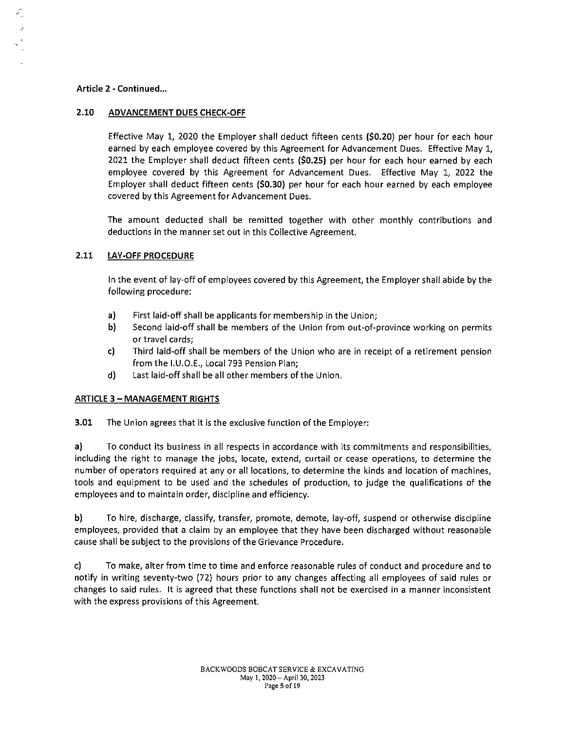**Article 2 - Continued...**

**2.10 ADVANCEMENT DUES CHECK-OFF**

Effective May 1, 2020 the Employer shall deduct fifteen cents **($0.20)** per hour for each hour earned by each employee covered by this Agreement for Advancement Dues. Effective May 1, 2021 the Employer shall deduct fifteen cents **($0.25)** per hour for each hour earned by each employee covered by this Agreement for Advancement Dues. Effective May 1, 2022 the Employer shall deduct fifteen cents **($0.30)** per hour for each hour earned by each employee covered by this Agreement for Advancement Dues.

The amount deducted shall be remitted together with other monthly contributions and deductions in the manner set out in this Collective Agreement.

**2.11 LAY-OFF PROCEDURE**

In the event of lay-off of employees covered by this Agreement, the Employer shall abide by the following procedure:

- **a)** First laid-off shall be applicants for membership in the Union;
- **b)** Second laid-off shall be members of the Union from out-of-province working on permits or travel cards;
- **c)** Third laid-off shall be members of the Union who are in receipt of a retirement pension from the I.U.O.E., Local 793 Pension Plan;
- **d)** Last laid-off shall be all other members of the Union.

## ARTICLE 3 – MANAGEMENT RIGHTS

**3.01** The Union agrees that it is the exclusive function of the Employer:

**a)** To conduct its business in all respects in accordance with its commitments and responsibilities, including the right to manage the jobs, locate, extend, curtail or cease operations, to determine the number of operators required at any or all locations, to determine the kinds and location of machines, tools and equipment to be used and the schedules of production, to judge the qualifications of the employees and to maintain order, discipline and efficiency.

**b)** To hire, discharge, classify, transfer, promote, demote, lay-off, suspend or otherwise discipline employees, provided that a claim by an employee that they have been discharged without reasonable cause shall be subject to the provisions of the Grievance Procedure.

**c)** To make, alter from time to time and enforce reasonable rules of conduct and procedure and to notify in writing seventy-two (72) hours prior to any changes affecting all employees of said rules or changes to said rules. It is agreed that these functions shall not be exercised in a manner inconsistent with the express provisions of this Agreement.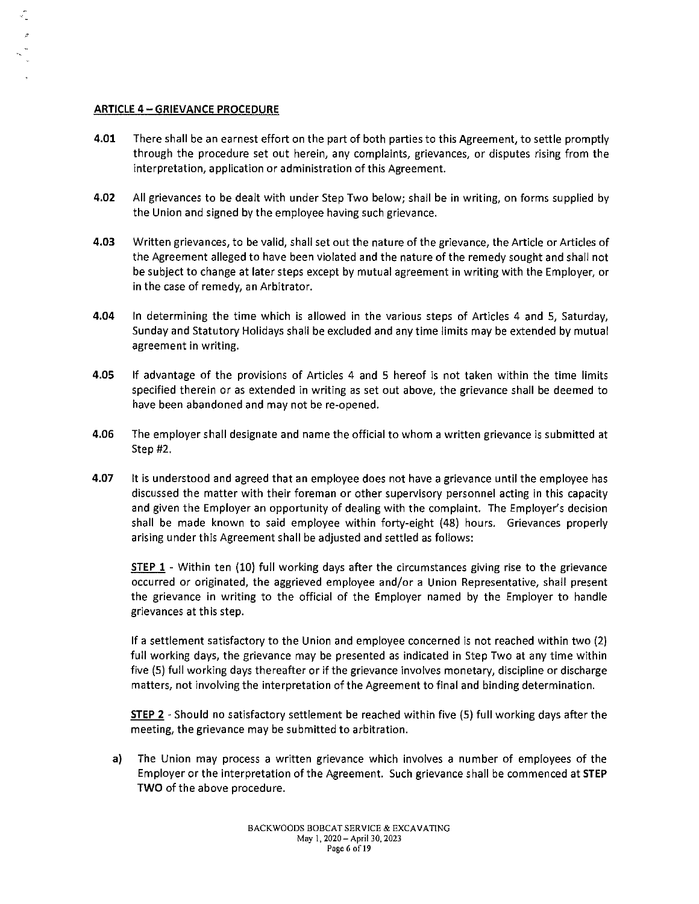## ARTICLE 4 – GRIEVANCE PROCEDURE

**4.01** There shall be an earnest effort on the part of both parties to this Agreement, to settle promptly through the procedure set out herein, any complaints, grievances, or disputes rising from the interpretation, application or administration of this Agreement.

**4.02** All grievances to be dealt with under Step Two below; shall be in writing, on forms supplied by the Union and signed by the employee having such grievance.

**4.03** Written grievances, to be valid, shall set out the nature of the grievance, the Article or Articles of the Agreement alleged to have been violated and the nature of the remedy sought and shall not be subject to change at later steps except by mutual agreement in writing with the Employer, or in the case of remedy, an Arbitrator.

**4.04** In determining the time which is allowed in the various steps of Articles 4 and 5, Saturday, Sunday and Statutory Holidays shall be excluded and any time limits may be extended by mutual agreement in writing.

**4.05** If advantage of the provisions of Articles 4 and 5 hereof is not taken within the time limits specified therein or as extended in writing as set out above, the grievance shall be deemed to have been abandoned and may not be re-opened.

**4.06** The employer shall designate and name the official to whom a written grievance is submitted at Step #2.

**4.07** It is understood and agreed that an employee does not have a grievance until the employee has discussed the matter with their foreman or other supervisory personnel acting in this capacity and given the Employer an opportunity of dealing with the complaint. The Employer's decision shall be made known to said employee within forty-eight (48) hours. Grievances properly arising under this Agreement shall be adjusted and settled as follows:

**STEP 1** - Within ten (10) full working days after the circumstances giving rise to the grievance occurred or originated, the aggrieved employee and/or a Union Representative, shall present the grievance in writing to the official of the Employer named by the Employer to handle grievances at this step.

If a settlement satisfactory to the Union and employee concerned is not reached within two (2) full working days, the grievance may be presented as indicated in Step Two at any time within five (5) full working days thereafter or if the grievance involves monetary, discipline or discharge matters, not involving the interpretation of the Agreement to final and binding determination.

**STEP 2** - Should no satisfactory settlement be reached within five (5) full working days after the meeting, the grievance may be submitted to arbitration.

a) The Union may process a written grievance which involves a number of employees of the Employer or the interpretation of the Agreement. Such grievance shall be commenced at **STEP TWO** of the above procedure.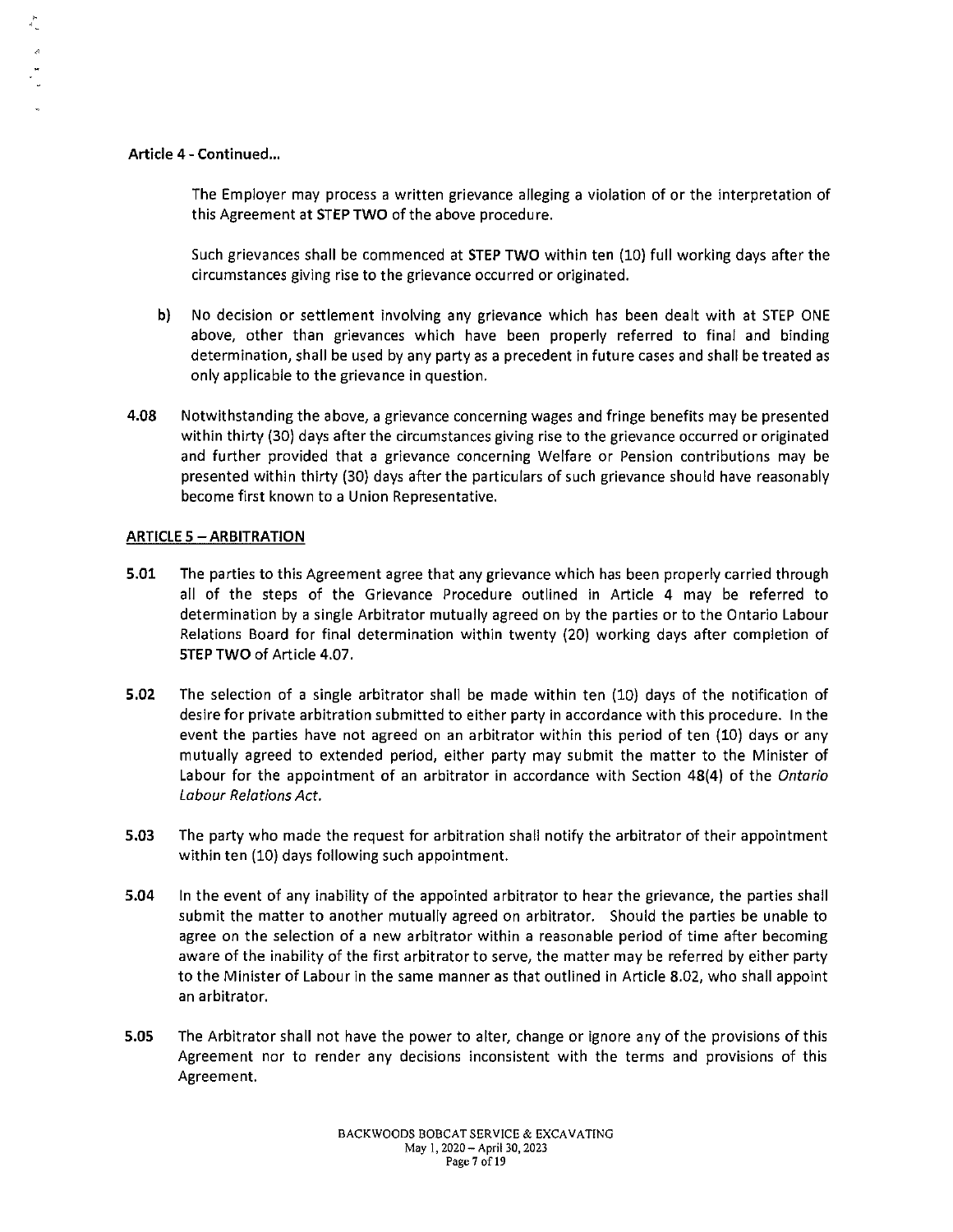**Article 4 - Continued...**

The Employer may process a written grievance alleging a violation of or the interpretation of this Agreement at **STEP TWO** of the above procedure.

Such grievances shall be commenced at **STEP TWO** within ten (10) full working days after the circumstances giving rise to the grievance occurred or originated.

b) No decision or settlement involving any grievance which has been dealt with at STEP ONE above, other than grievances which have been properly referred to final and binding determination, shall be used by any party as a precedent in future cases and shall be treated as only applicable to the grievance in question.

**4.08** Notwithstanding the above, a grievance concerning wages and fringe benefits may be presented within thirty (30) days after the circumstances giving rise to the grievance occurred or originated and further provided that a grievance concerning Welfare or Pension contributions may be presented within thirty (30) days after the particulars of such grievance should have reasonably become first known to a Union Representative.

## ARTICLE 5 – ARBITRATION

**5.01** The parties to this Agreement agree that any grievance which has been properly carried through all of the steps of the Grievance Procedure outlined in Article 4 may be referred to determination by a single Arbitrator mutually agreed on by the parties or to the Ontario Labour Relations Board for final determination within twenty (20) working days after completion of **STEP TWO** of Article 4.07.

**5.02** The selection of a single arbitrator shall be made within ten (10) days of the notification of desire for private arbitration submitted to either party in accordance with this procedure. In the event the parties have not agreed on an arbitrator within this period of ten (10) days or any mutually agreed to extended period, either party may submit the matter to the Minister of Labour for the appointment of an arbitrator in accordance with Section 48(4) of the *Ontario Labour Relations Act.*

**5.03** The party who made the request for arbitration shall notify the arbitrator of their appointment within ten (10) days following such appointment.

**5.04** In the event of any inability of the appointed arbitrator to hear the grievance, the parties shall submit the matter to another mutually agreed on arbitrator. Should the parties be unable to agree on the selection of a new arbitrator within a reasonable period of time after becoming aware of the inability of the first arbitrator to serve, the matter may be referred by either party to the Minister of Labour in the same manner as that outlined in Article 8.02, who shall appoint an arbitrator.

**5.05** The Arbitrator shall not have the power to alter, change or ignore any of the provisions of this Agreement nor to render any decisions inconsistent with the terms and provisions of this Agreement.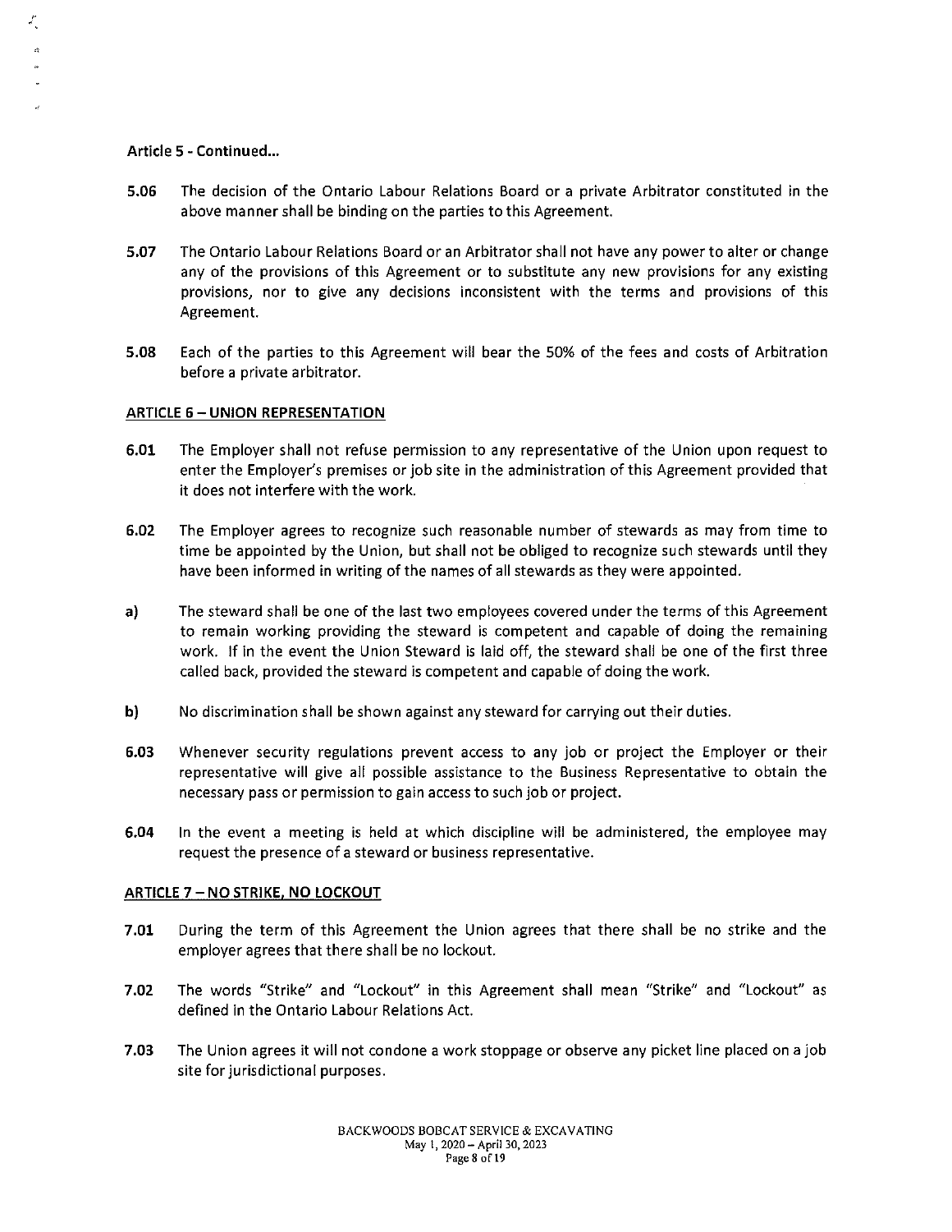**Article 5 - Continued...**

**5.06** The decision of the Ontario Labour Relations Board or a private Arbitrator constituted in the above manner shall be binding on the parties to this Agreement.

**5.07** The Ontario Labour Relations Board or an Arbitrator shall not have any power to alter or change any of the provisions of this Agreement or to substitute any new provisions for any existing provisions, nor to give any decisions inconsistent with the terms and provisions of this Agreement.

**5.08** Each of the parties to this Agreement will bear the 50% of the fees and costs of Arbitration before a private arbitrator.

## ARTICLE 6 – UNION REPRESENTATION

**6.01** The Employer shall not refuse permission to any representative of the Union upon request to enter the Employer's premises or job site in the administration of this Agreement provided that it does not interfere with the work.

**6.02** The Employer agrees to recognize such reasonable number of stewards as may from time to time be appointed by the Union, but shall not be obliged to recognize such stewards until they have been informed in writing of the names of all stewards as they were appointed.

**a)** The steward shall be one of the last two employees covered under the terms of this Agreement to remain working providing the steward is competent and capable of doing the remaining work. If in the event the Union Steward is laid off, the steward shall be one of the first three called back, provided the steward is competent and capable of doing the work.

**b)** No discrimination shall be shown against any steward for carrying out their duties.

**6.03** Whenever security regulations prevent access to any job or project the Employer or their representative will give all possible assistance to the Business Representative to obtain the necessary pass or permission to gain access to such job or project.

**6.04** In the event a meeting is held at which discipline will be administered, the employee may request the presence of a steward or business representative.

## ARTICLE 7 – NO STRIKE, NO LOCKOUT

**7.01** During the term of this Agreement the Union agrees that there shall be no strike and the employer agrees that there shall be no lockout.

**7.02** The words "Strike" and "Lockout" in this Agreement shall mean "Strike" and "Lockout" as defined in the Ontario Labour Relations Act.

**7.03** The Union agrees it will not condone a work stoppage or observe any picket line placed on a job site for jurisdictional purposes.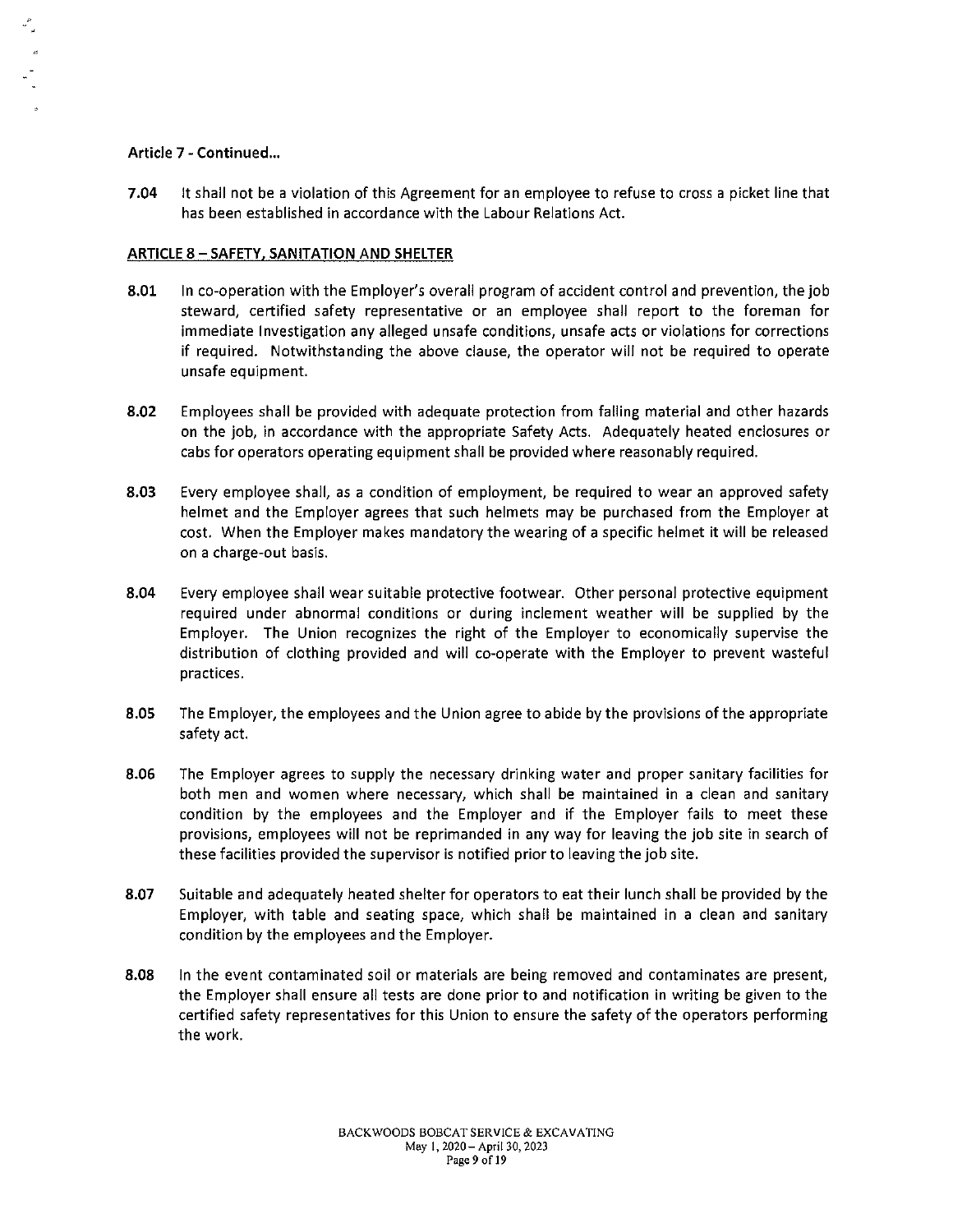**Article 7 - Continued...**

**7.04** It shall not be a violation of this Agreement for an employee to refuse to cross a picket line that has been established in accordance with the Labour Relations Act.

## ARTICLE 8 – SAFETY, SANITATION AND SHELTER

**8.01** In co-operation with the Employer's overall program of accident control and prevention, the job steward, certified safety representative or an employee shall report to the foreman for immediate Investigation any alleged unsafe conditions, unsafe acts or violations for corrections if required. Notwithstanding the above clause, the operator will not be required to operate unsafe equipment.

**8.02** Employees shall be provided with adequate protection from falling material and other hazards on the job, in accordance with the appropriate Safety Acts. Adequately heated enclosures or cabs for operators operating equipment shall be provided where reasonably required.

**8.03** Every employee shall, as a condition of employment, be required to wear an approved safety helmet and the Employer agrees that such helmets may be purchased from the Employer at cost. When the Employer makes mandatory the wearing of a specific helmet it will be released on a charge-out basis.

**8.04** Every employee shall wear suitable protective footwear. Other personal protective equipment required under abnormal conditions or during inclement weather will be supplied by the Employer. The Union recognizes the right of the Employer to economically supervise the distribution of clothing provided and will co-operate with the Employer to prevent wasteful practices.

**8.05** The Employer, the employees and the Union agree to abide by the provisions of the appropriate safety act.

**8.06** The Employer agrees to supply the necessary drinking water and proper sanitary facilities for both men and women where necessary, which shall be maintained in a clean and sanitary condition by the employees and the Employer and if the Employer fails to meet these provisions, employees will not be reprimanded in any way for leaving the job site in search of these facilities provided the supervisor is notified prior to leaving the job site.

**8.07** Suitable and adequately heated shelter for operators to eat their lunch shall be provided by the Employer, with table and seating space, which shall be maintained in a clean and sanitary condition by the employees and the Employer.

**8.08** In the event contaminated soil or materials are being removed and contaminates are present, the Employer shall ensure all tests are done prior to and notification in writing be given to the certified safety representatives for this Union to ensure the safety of the operators performing the work.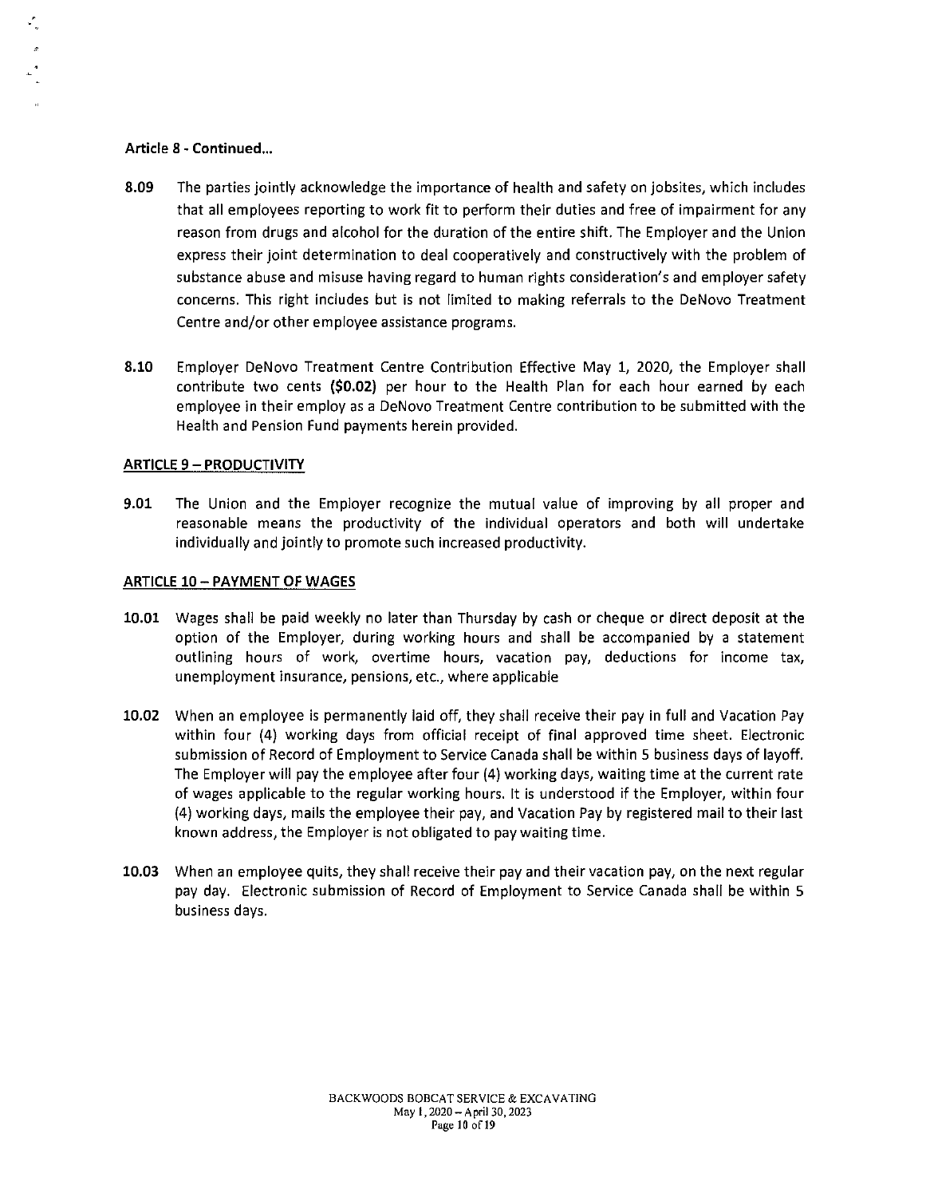**Article 8 - Continued...**

**8.09** The parties jointly acknowledge the importance of health and safety on jobsites, which includes that all employees reporting to work fit to perform their duties and free of impairment for any reason from drugs and alcohol for the duration of the entire shift. The Employer and the Union express their joint determination to deal cooperatively and constructively with the problem of substance abuse and misuse having regard to human rights consideration's and employer safety concerns. This right includes but is not limited to making referrals to the DeNovo Treatment Centre and/or other employee assistance programs.

**8.10** Employer DeNovo Treatment Centre Contribution Effective May 1, 2020, the Employer shall contribute two cents **($0.02)** per hour to the Health Plan for each hour earned by each employee in their employ as a DeNovo Treatment Centre contribution to be submitted with the Health and Pension Fund payments herein provided.

## ARTICLE 9 – PRODUCTIVITY

**9.01** The Union and the Employer recognize the mutual value of improving by all proper and reasonable means the productivity of the individual operators and both will undertake individually and jointly to promote such increased productivity.

## ARTICLE 10 – PAYMENT OF WAGES

**10.01** Wages shall be paid weekly no later than Thursday by cash or cheque or direct deposit at the option of the Employer, during working hours and shall be accompanied by a statement outlining hours of work, overtime hours, vacation pay, deductions for income tax, unemployment insurance, pensions, etc., where applicable

**10.02** When an employee is permanently laid off, they shall receive their pay in full and Vacation Pay within four (4) working days from official receipt of final approved time sheet. Electronic submission of Record of Employment to Service Canada shall be within 5 business days of layoff. The Employer will pay the employee after four (4) working days, waiting time at the current rate of wages applicable to the regular working hours. It is understood if the Employer, within four (4) working days, mails the employee their pay, and Vacation Pay by registered mail to their last known address, the Employer is not obligated to pay waiting time.

**10.03** When an employee quits, they shall receive their pay and their vacation pay, on the next regular pay day. Electronic submission of Record of Employment to Service Canada shall be within 5 business days.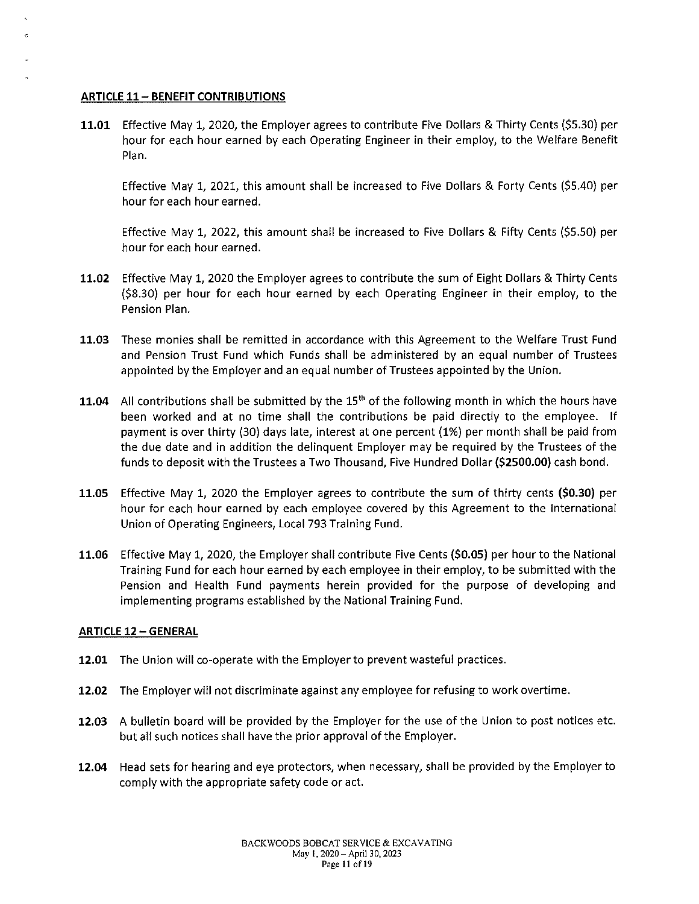## ARTICLE 11 – BENEFIT CONTRIBUTIONS

**11.01** Effective May 1, 2020, the Employer agrees to contribute Five Dollars & Thirty Cents ($5.30) per hour for each hour earned by each Operating Engineer in their employ, to the Welfare Benefit Plan.

Effective May 1, 2021, this amount shall be increased to Five Dollars & Forty Cents ($5.40) per hour for each hour earned.

Effective May 1, 2022, this amount shall be increased to Five Dollars & Fifty Cents ($5.50) per hour for each hour earned.

**11.02** Effective May 1, 2020 the Employer agrees to contribute the sum of Eight Dollars & Thirty Cents ($8.30) per hour for each hour earned by each Operating Engineer in their employ, to the Pension Plan.

**11.03** These monies shall be remitted in accordance with this Agreement to the Welfare Trust Fund and Pension Trust Fund which Funds shall be administered by an equal number of Trustees appointed by the Employer and an equal number of Trustees appointed by the Union.

**11.04** All contributions shall be submitted by the 15th of the following month in which the hours have been worked and at no time shall the contributions be paid directly to the employee. If payment is over thirty (30) days late, interest at one percent (1%) per month shall be paid from the due date and in addition the delinquent Employer may be required by the Trustees of the funds to deposit with the Trustees a Two Thousand, Five Hundred Dollar **($2500.00)** cash bond.

**11.05** Effective May 1, 2020 the Employer agrees to contribute the sum of thirty cents **($0.30)** per hour for each hour earned by each employee covered by this Agreement to the International Union of Operating Engineers, Local 793 Training Fund.

**11.06** Effective May 1, 2020, the Employer shall contribute Five Cents **($0.05)** per hour to the National Training Fund for each hour earned by each employee in their employ, to be submitted with the Pension and Health Fund payments herein provided for the purpose of developing and implementing programs established by the National Training Fund.

## ARTICLE 12 – GENERAL

**12.01** The Union will co-operate with the Employer to prevent wasteful practices.

**12.02** The Employer will not discriminate against any employee for refusing to work overtime.

**12.03** A bulletin board will be provided by the Employer for the use of the Union to post notices etc. but all such notices shall have the prior approval of the Employer.

**12.04** Head sets for hearing and eye protectors, when necessary, shall be provided by the Employer to comply with the appropriate safety code or act.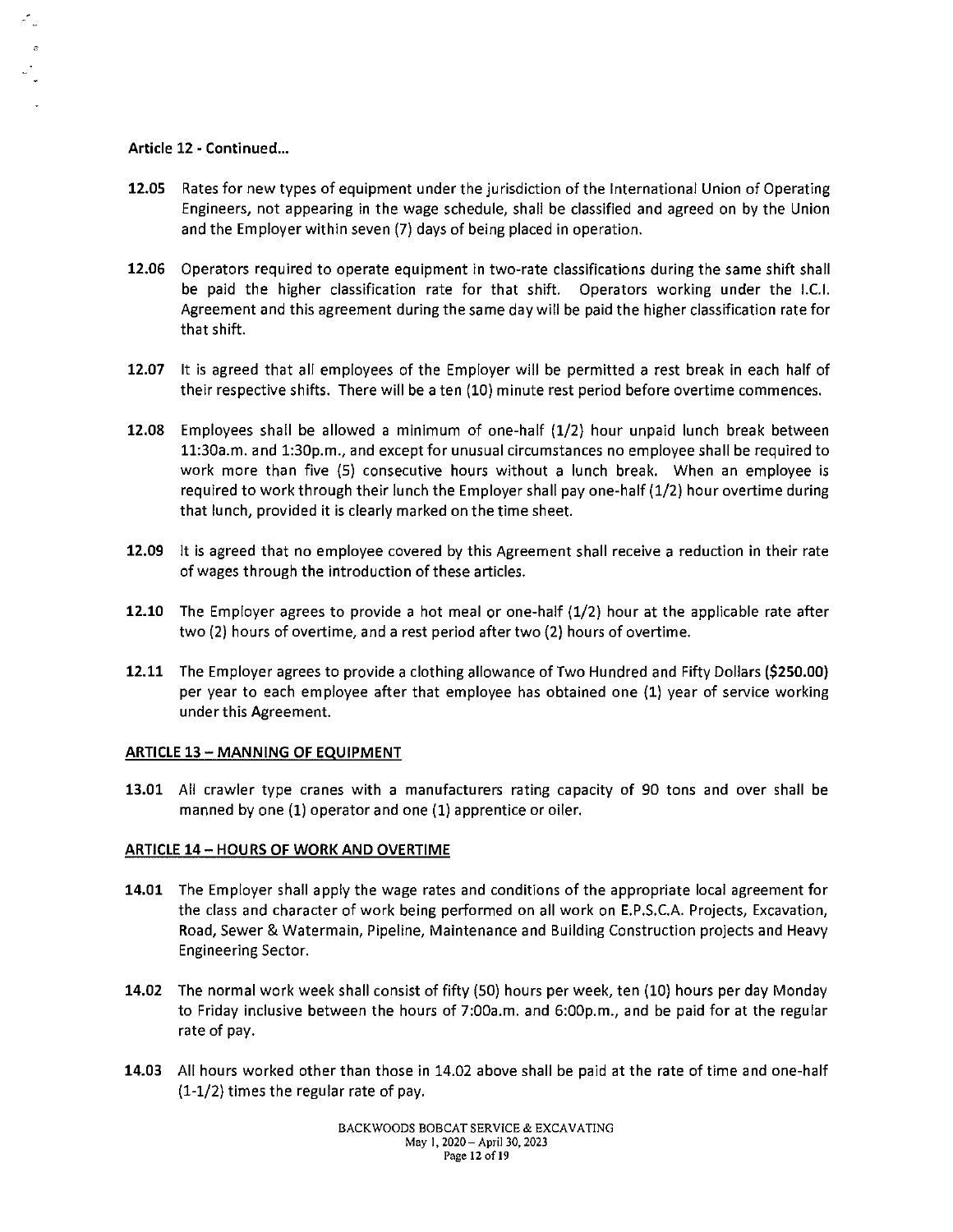**Article 12 - Continued...**

**12.05** Rates for new types of equipment under the jurisdiction of the International Union of Operating Engineers, not appearing in the wage schedule, shall be classified and agreed on by the Union and the Employer within seven (7) days of being placed in operation.

**12.06** Operators required to operate equipment in two-rate classifications during the same shift shall be paid the higher classification rate for that shift. Operators working under the I.C.I. Agreement and this agreement during the same day will be paid the higher classification rate for that shift.

**12.07** It is agreed that all employees of the Employer will be permitted a rest break in each half of their respective shifts. There will be a ten (10) minute rest period before overtime commences.

**12.08** Employees shall be allowed a minimum of one-half (1/2) hour unpaid lunch break between 11:30a.m. and 1:30p.m., and except for unusual circumstances no employee shall be required to work more than five (5) consecutive hours without a lunch break. When an employee is required to work through their lunch the Employer shall pay one-half (1/2) hour overtime during that lunch, provided it is clearly marked on the time sheet.

**12.09** It is agreed that no employee covered by this Agreement shall receive a reduction in their rate of wages through the introduction of these articles.

**12.10** The Employer agrees to provide a hot meal or one-half (1/2) hour at the applicable rate after two (2) hours of overtime, and a rest period after two (2) hours of overtime.

**12.11** The Employer agrees to provide a clothing allowance of Two Hundred and Fifty Dollars (**$250.00**) per year to each employee after that employee has obtained one (1) year of service working under this Agreement.

## ARTICLE 13 – MANNING OF EQUIPMENT

**13.01** All crawler type cranes with a manufacturers rating capacity of 90 tons and over shall be manned by one (1) operator and one (1) apprentice or oiler.

## ARTICLE 14 – HOURS OF WORK AND OVERTIME

**14.01** The Employer shall apply the wage rates and conditions of the appropriate local agreement for the class and character of work being performed on all work on E.P.S.C.A. Projects, Excavation, Road, Sewer & Watermain, Pipeline, Maintenance and Building Construction projects and Heavy Engineering Sector.

**14.02** The normal work week shall consist of fifty (50) hours per week, ten (10) hours per day Monday to Friday inclusive between the hours of 7:00a.m. and 6:00p.m., and be paid for at the regular rate of pay.

**14.03** All hours worked other than those in 14.02 above shall be paid at the rate of time and one-half (1-1/2) times the regular rate of pay.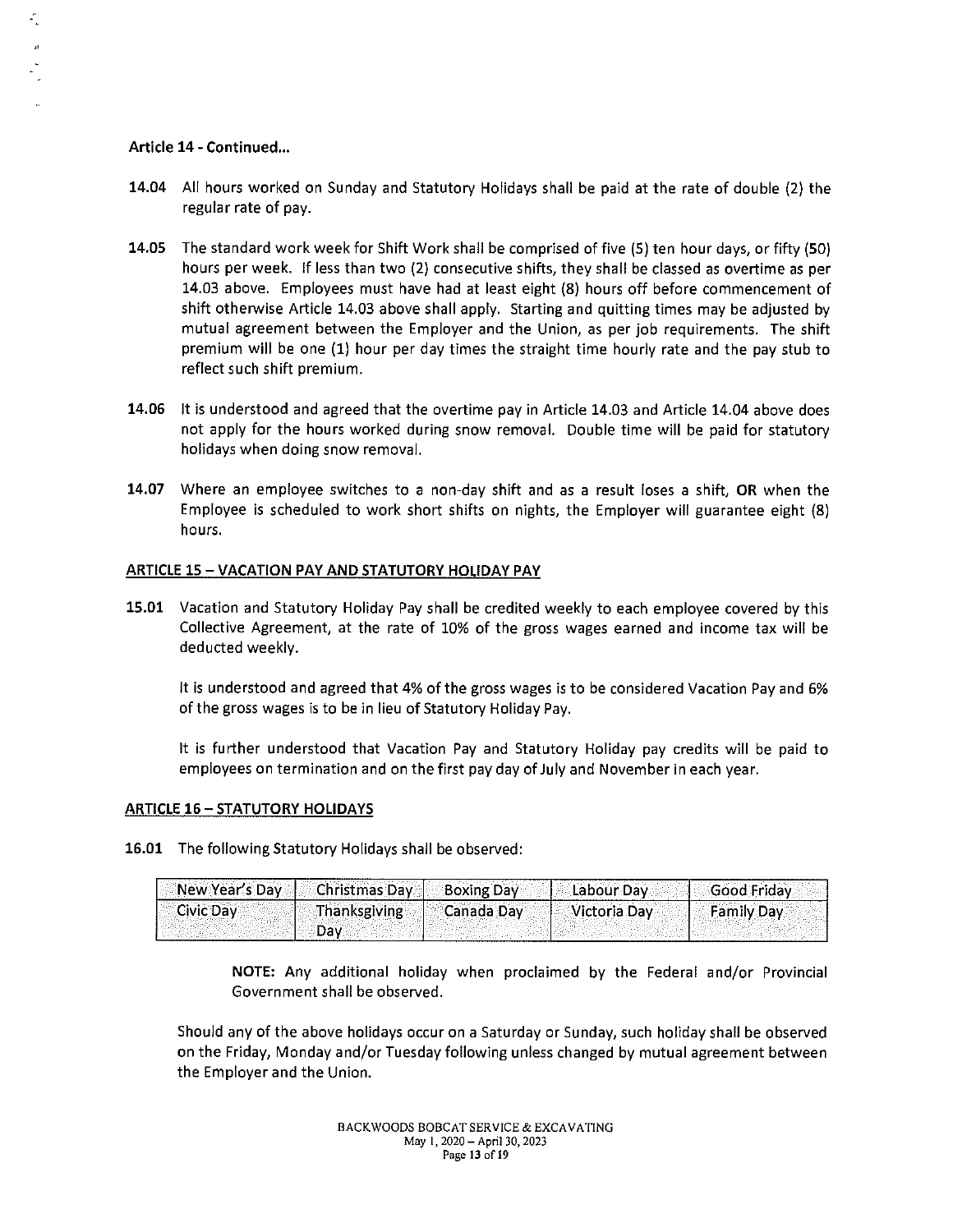**Article 14 - Continued...**

**14.04** All hours worked on Sunday and Statutory Holidays shall be paid at the rate of double (2) the regular rate of pay.

**14.05** The standard work week for Shift Work shall be comprised of five (5) ten hour days, or fifty (50) hours per week. If less than two (2) consecutive shifts, they shall be classed as overtime as per 14.03 above. Employees must have had at least eight (8) hours off before commencement of shift otherwise Article 14.03 above shall apply. Starting and quitting times may be adjusted by mutual agreement between the Employer and the Union, as per job requirements. The shift premium will be one (1) hour per day times the straight time hourly rate and the pay stub to reflect such shift premium.

**14.06** It is understood and agreed that the overtime pay in Article 14.03 and Article 14.04 above does not apply for the hours worked during snow removal. Double time will be paid for statutory holidays when doing snow removal.

**14.07** Where an employee switches to a non-day shift and as a result loses a shift, **OR** when the Employee is scheduled to work short shifts on nights, the Employer will guarantee eight (8) hours.

## ARTICLE 15 – VACATION PAY AND STATUTORY HOLIDAY PAY

**15.01** Vacation and Statutory Holiday Pay shall be credited weekly to each employee covered by this Collective Agreement, at the rate of 10% of the gross wages earned and income tax will be deducted weekly.

It is understood and agreed that 4% of the gross wages is to be considered Vacation Pay and 6% of the gross wages is to be in lieu of Statutory Holiday Pay.

It is further understood that Vacation Pay and Statutory Holiday pay credits will be paid to employees on termination and on the first pay day of July and November in each year.

## ARTICLE 16 – STATUTORY HOLIDAYS

**16.01** The following Statutory Holidays shall be observed:

| New Year's Day | Christmas Day | Boxing Day | Labour Day | Good Friday |
|---|---|---|---|---|
| Civic Day | Thanksgiving Day | Canada Day | Victoria Day | Family Day |

**NOTE:** Any additional holiday when proclaimed by the Federal and/or Provincial Government shall be observed.

Should any of the above holidays occur on a Saturday or Sunday, such holiday shall be observed on the Friday, Monday and/or Tuesday following unless changed by mutual agreement between the Employer and the Union.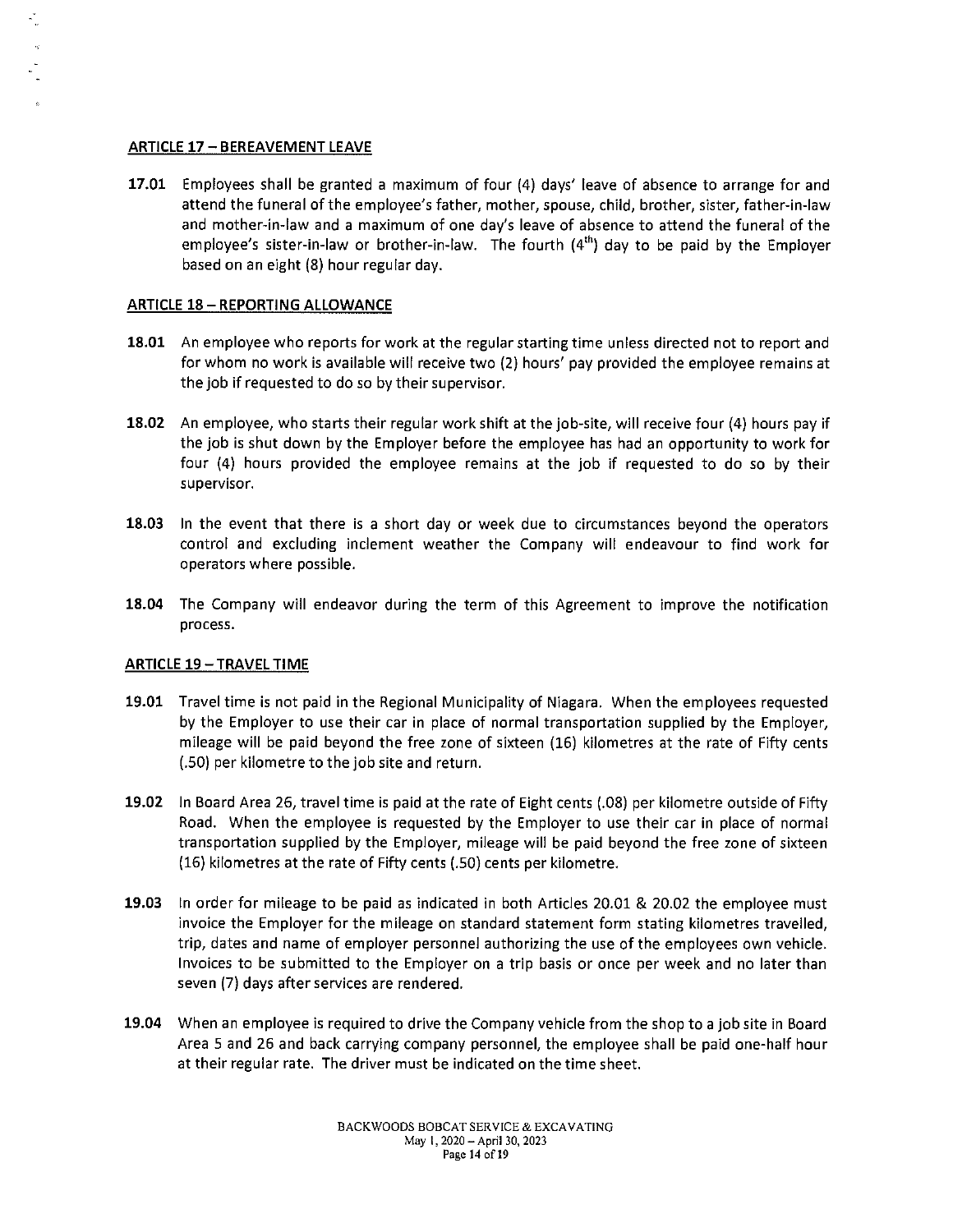## ARTICLE 17 – BEREAVEMENT LEAVE

**17.01** Employees shall be granted a maximum of four (4) days' leave of absence to arrange for and attend the funeral of the employee's father, mother, spouse, child, brother, sister, father-in-law and mother-in-law and a maximum of one day's leave of absence to attend the funeral of the employee's sister-in-law or brother-in-law. The fourth (4th) day to be paid by the Employer based on an eight (8) hour regular day.

## ARTICLE 18 – REPORTING ALLOWANCE

**18.01** An employee who reports for work at the regular starting time unless directed not to report and for whom no work is available will receive two (2) hours' pay provided the employee remains at the job if requested to do so by their supervisor.

**18.02** An employee, who starts their regular work shift at the job-site, will receive four (4) hours pay if the job is shut down by the Employer before the employee has had an opportunity to work for four (4) hours provided the employee remains at the job if requested to do so by their supervisor.

**18.03** In the event that there is a short day or week due to circumstances beyond the operators control and excluding inclement weather the Company will endeavour to find work for operators where possible.

**18.04** The Company will endeavor during the term of this Agreement to improve the notification process.

## ARTICLE 19 – TRAVEL TIME

**19.01** Travel time is not paid in the Regional Municipality of Niagara. When the employees requested by the Employer to use their car in place of normal transportation supplied by the Employer, mileage will be paid beyond the free zone of sixteen (16) kilometres at the rate of Fifty cents (.50) per kilometre to the job site and return.

**19.02** In Board Area 26, travel time is paid at the rate of Eight cents (.08) per kilometre outside of Fifty Road. When the employee is requested by the Employer to use their car in place of normal transportation supplied by the Employer, mileage will be paid beyond the free zone of sixteen (16) kilometres at the rate of Fifty cents (.50) cents per kilometre.

**19.03** In order for mileage to be paid as indicated in both Articles 20.01 & 20.02 the employee must invoice the Employer for the mileage on standard statement form stating kilometres travelled, trip, dates and name of employer personnel authorizing the use of the employees own vehicle. Invoices to be submitted to the Employer on a trip basis or once per week and no later than seven (7) days after services are rendered.

**19.04** When an employee is required to drive the Company vehicle from the shop to a job site in Board Area 5 and 26 and back carrying company personnel, the employee shall be paid one-half hour at their regular rate. The driver must be indicated on the time sheet.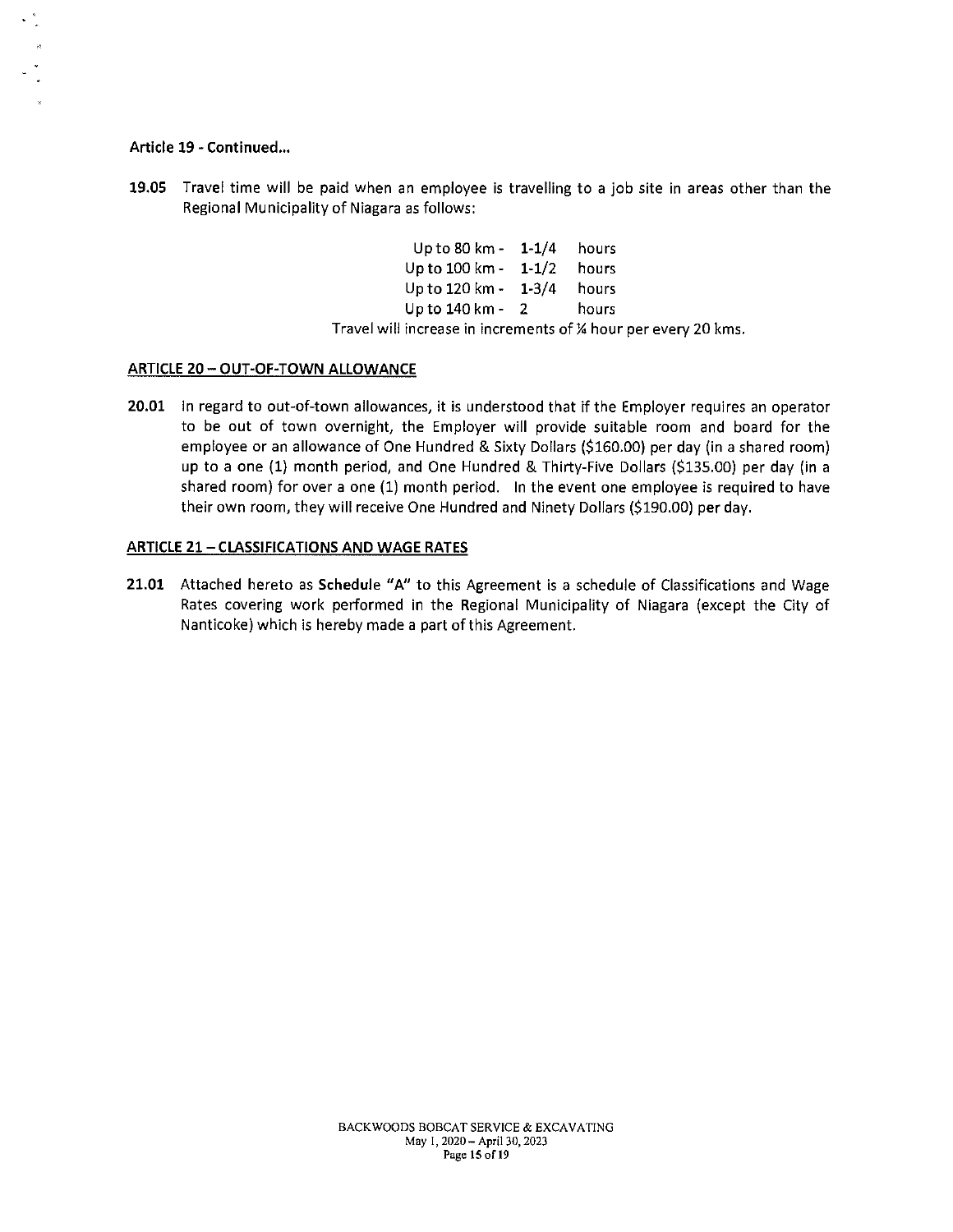**Article 19 - Continued...**

**19.05** Travel time will be paid when an employee is travelling to a job site in areas other than the Regional Municipality of Niagara as follows:

| | | |
|---|---|---|
| Up to 80 km - | 1-1/4 | hours |
| Up to 100 km - | 1-1/2 | hours |
| Up to 120 km - | 1-3/4 | hours |
| Up to 140 km - | 2 | hours |

Travel will increase in increments of ¼ hour per every 20 kms.

## ARTICLE 20 – OUT-OF-TOWN ALLOWANCE

**20.01** In regard to out-of-town allowances, it is understood that if the Employer requires an operator to be out of town overnight, the Employer will provide suitable room and board for the employee or an allowance of One Hundred & Sixty Dollars ($160.00) per day (in a shared room) up to a one (1) month period, and One Hundred & Thirty-Five Dollars ($135.00) per day (in a shared room) for over a one (1) month period. In the event one employee is required to have their own room, they will receive One Hundred and Ninety Dollars ($190.00) per day.

## ARTICLE 21 – CLASSIFICATIONS AND WAGE RATES

**21.01** Attached hereto as **Schedule "A"** to this Agreement is a schedule of Classifications and Wage Rates covering work performed in the Regional Municipality of Niagara (except the City of Nanticoke) which is hereby made a part of this Agreement.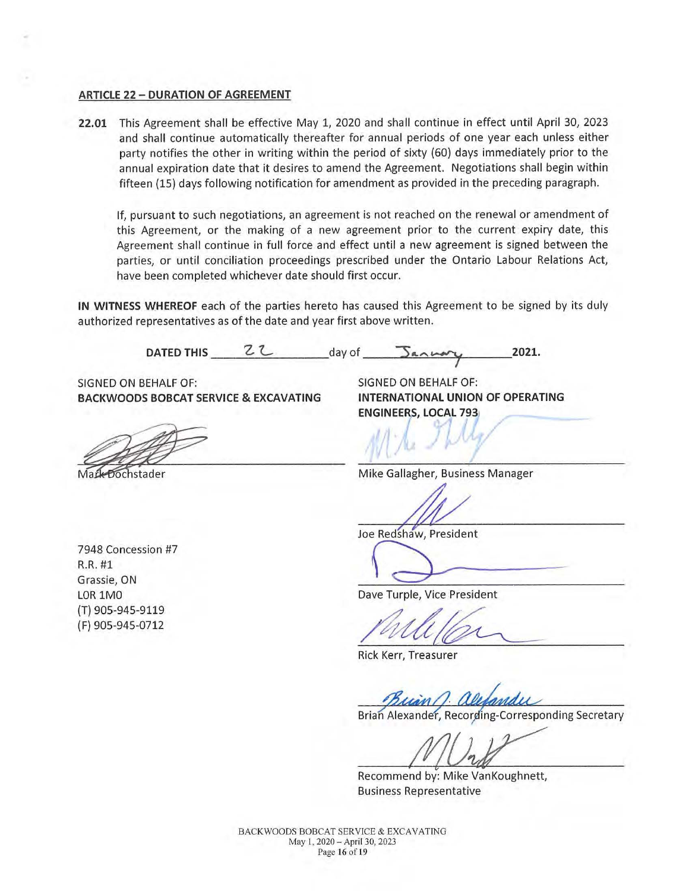## ARTICLE 22 – DURATION OF AGREEMENT

**22.01** This Agreement shall be effective May 1, 2020 and shall continue in effect until April 30, 2023 and shall continue automatically thereafter for annual periods of one year each unless either party notifies the other in writing within the period of sixty (60) days immediately prior to the annual expiration date that it desires to amend the Agreement. Negotiations shall begin within fifteen (15) days following notification for amendment as provided in the preceding paragraph.

If, pursuant to such negotiations, an agreement is not reached on the renewal or amendment of this Agreement, or the making of a new agreement prior to the current expiry date, this Agreement shall continue in full force and effect until a new agreement is signed between the parties, or until conciliation proceedings prescribed under the Ontario Labour Relations Act, have been completed whichever date should first occur.

**IN WITNESS WHEREOF** each of the parties hereto has caused this Agreement to be signed by its duly authorized representatives as of the date and year first above written.

**DATED THIS** 22 day of January **2021.**

SIGNED ON BEHALF OF:
**BACKWOODS BOBCAT SERVICE & EXCAVATING**

Mark Dochstader

7948 Concession #7
R.R. #1
Grassie, ON
L0R 1M0
(T) 905-945-9119
(F) 905-945-0712

SIGNED ON BEHALF OF:
**INTERNATIONAL UNION OF OPERATING ENGINEERS, LOCAL 793**

Mike Gallagher, Business Manager

Joe Redshaw, President

Dave Turple, Vice President

Rick Kerr, Treasurer

Brian Alexander, Recording-Corresponding Secretary

Recommend by: Mike VanKoughnett, Business Representative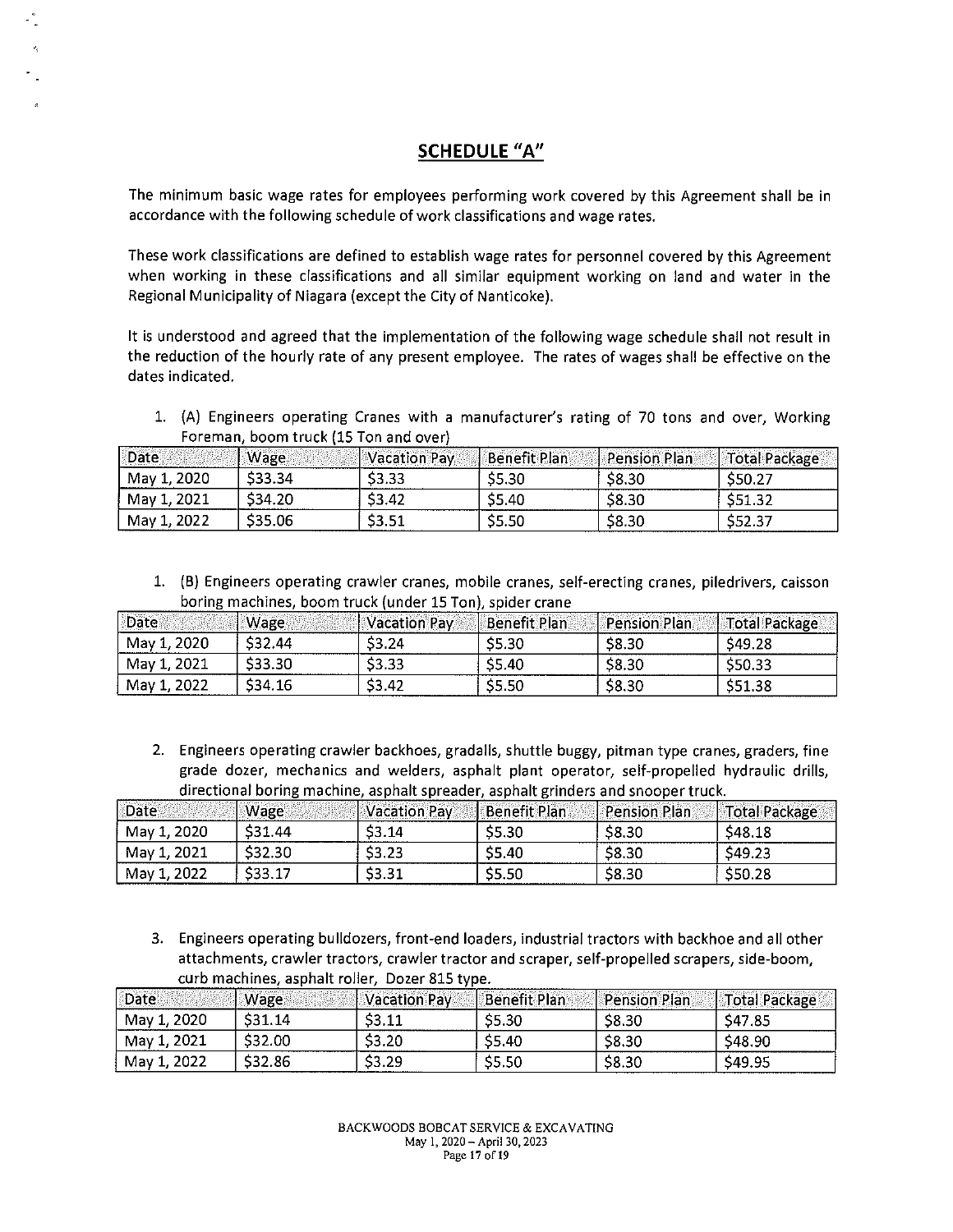## SCHEDULE "A"

The minimum basic wage rates for employees performing work covered by this Agreement shall be in accordance with the following schedule of work classifications and wage rates.

These work classifications are defined to establish wage rates for personnel covered by this Agreement when working in these classifications and all similar equipment working on land and water in the Regional Municipality of Niagara (except the City of Nanticoke).

It is understood and agreed that the implementation of the following wage schedule shall not result in the reduction of the hourly rate of any present employee. The rates of wages shall be effective on the dates indicated.

1. (A) Engineers operating Cranes with a manufacturer's rating of 70 tons and over, Working Foreman, boom truck (15 Ton and over)

| Date | Wage | Vacation Pay | Benefit Plan | Pension Plan | Total Package |
|---|---|---|---|---|---|
| May 1, 2020 | $33.34 | $3.33 | $5.30 | $8.30 | $50.27 |
| May 1, 2021 | $34.20 | $3.42 | $5.40 | $8.30 | $51.32 |
| May 1, 2022 | $35.06 | $3.51 | $5.50 | $8.30 | $52.37 |

1. (B) Engineers operating crawler cranes, mobile cranes, self-erecting cranes, piledrivers, caisson boring machines, boom truck (under 15 Ton), spider crane

| Date | Wage | Vacation Pay | Benefit Plan | Pension Plan | Total Package |
|---|---|---|---|---|---|
| May 1, 2020 | $32.44 | $3.24 | $5.30 | $8.30 | $49.28 |
| May 1, 2021 | $33.30 | $3.33 | $5.40 | $8.30 | $50.33 |
| May 1, 2022 | $34.16 | $3.42 | $5.50 | $8.30 | $51.38 |

2. Engineers operating crawler backhoes, gradalls, shuttle buggy, pitman type cranes, graders, fine grade dozer, mechanics and welders, asphalt plant operator, self-propelled hydraulic drills, directional boring machine, asphalt spreader, asphalt grinders and snooper truck.

| Date | Wage | Vacation Pay | Benefit Plan | Pension Plan | Total Package |
|---|---|---|---|---|---|
| May 1, 2020 | $31.44 | $3.14 | $5.30 | $8.30 | $48.18 |
| May 1, 2021 | $32.30 | $3.23 | $5.40 | $8.30 | $49.23 |
| May 1, 2022 | $33.17 | $3.31 | $5.50 | $8.30 | $50.28 |

3. Engineers operating bulldozers, front-end loaders, industrial tractors with backhoe and all other attachments, crawler tractors, crawler tractor and scraper, self-propelled scrapers, side-boom, curb machines, asphalt roller, Dozer 815 type.

| Date | Wage | Vacation Pay | Benefit Plan | Pension Plan | Total Package |
|---|---|---|---|---|---|
| May 1, 2020 | $31.14 | $3.11 | $5.30 | $8.30 | $47.85 |
| May 1, 2021 | $32.00 | $3.20 | $5.40 | $8.30 | $48.90 |
| May 1, 2022 | $32.86 | $3.29 | $5.50 | $8.30 | $49.95 |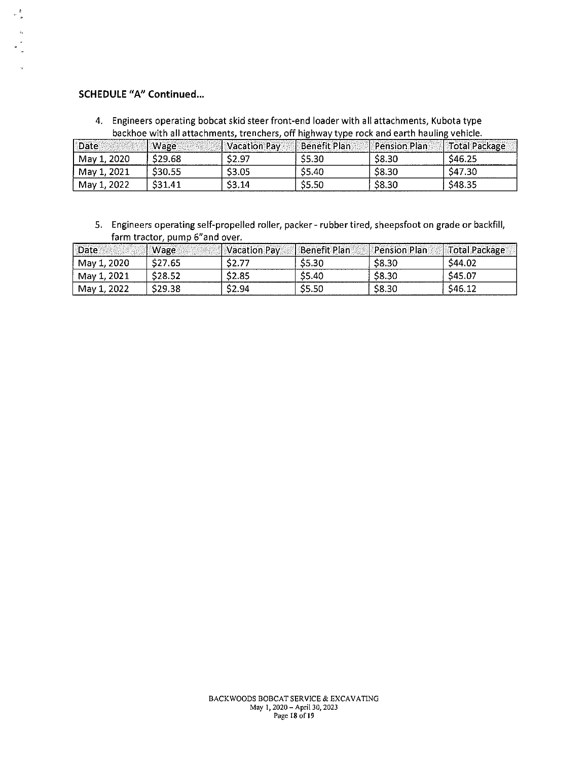**SCHEDULE "A" Continued…**

4. Engineers operating bobcat skid steer front-end loader with all attachments, Kubota type backhoe with all attachments, trenchers, off highway type rock and earth hauling vehicle.

| Date | Wage | Vacation Pay | Benefit Plan | Pension Plan | Total Package |
|---|---|---|---|---|---|
| May 1, 2020 | $29.68 | $2.97 | $5.30 | $8.30 | $46.25 |
| May 1, 2021 | $30.55 | $3.05 | $5.40 | $8.30 | $47.30 |
| May 1, 2022 | $31.41 | $3.14 | $5.50 | $8.30 | $48.35 |

5. Engineers operating self-propelled roller, packer - rubber tired, sheepsfoot on grade or backfill, farm tractor, pump 6"and over.

| Date | Wage | Vacation Pay | Benefit Plan | Pension Plan | Total Package |
|---|---|---|---|---|---|
| May 1, 2020 | $27.65 | $2.77 | $5.30 | $8.30 | $44.02 |
| May 1, 2021 | $28.52 | $2.85 | $5.40 | $8.30 | $45.07 |
| May 1, 2022 | $29.38 | $2.94 | $5.50 | $8.30 | $46.12 |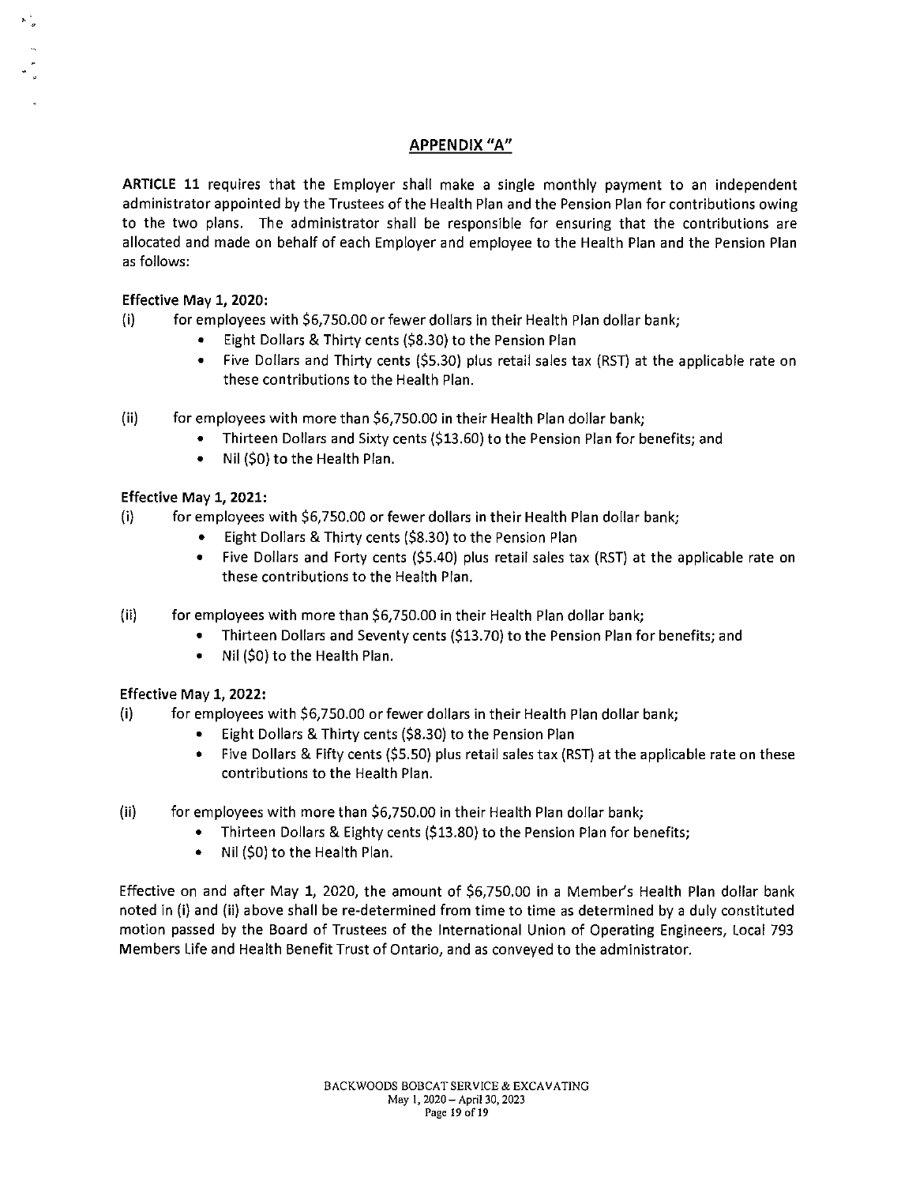## APPENDIX "A"

**ARTICLE 11** requires that the Employer shall make a single monthly payment to an independent administrator appointed by the Trustees of the Health Plan and the Pension Plan for contributions owing to the two plans. The administrator shall be responsible for ensuring that the contributions are allocated and made on behalf of each Employer and employee to the Health Plan and the Pension Plan as follows:

**Effective May 1, 2020:**

(i) for employees with $6,750.00 or fewer dollars in their Health Plan dollar bank;
- Eight Dollars & Thirty cents ($8.30) to the Pension Plan
- Five Dollars and Thirty cents ($5.30) plus retail sales tax (RST) at the applicable rate on these contributions to the Health Plan.

(ii) for employees with more than $6,750.00 in their Health Plan dollar bank;
- Thirteen Dollars and Sixty cents ($13.60) to the Pension Plan for benefits; and
- Nil ($0) to the Health Plan.

**Effective May 1, 2021:**

(i) for employees with $6,750.00 or fewer dollars in their Health Plan dollar bank;
- Eight Dollars & Thirty cents ($8.30) to the Pension Plan
- Five Dollars and Forty cents ($5.40) plus retail sales tax (RST) at the applicable rate on these contributions to the Health Plan.

(ii) for employees with more than $6,750.00 in their Health Plan dollar bank;
- Thirteen Dollars and Seventy cents ($13.70) to the Pension Plan for benefits; and
- Nil ($0) to the Health Plan.

**Effective May 1, 2022:**

(i) for employees with $6,750.00 or fewer dollars in their Health Plan dollar bank;
- Eight Dollars & Thirty cents ($8.30) to the Pension Plan
- Five Dollars & Fifty cents ($5.50) plus retail sales tax (RST) at the applicable rate on these contributions to the Health Plan.

(ii) for employees with more than $6,750.00 in their Health Plan dollar bank;
- Thirteen Dollars & Eighty cents ($13.80) to the Pension Plan for benefits;
- Nil ($0) to the Health Plan.

Effective on and after May 1, 2020, the amount of $6,750.00 in a Member's Health Plan dollar bank noted in (i) and (ii) above shall be re-determined from time to time as determined by a duly constituted motion passed by the Board of Trustees of the International Union of Operating Engineers, Local 793 Members Life and Health Benefit Trust of Ontario, and as conveyed to the administrator.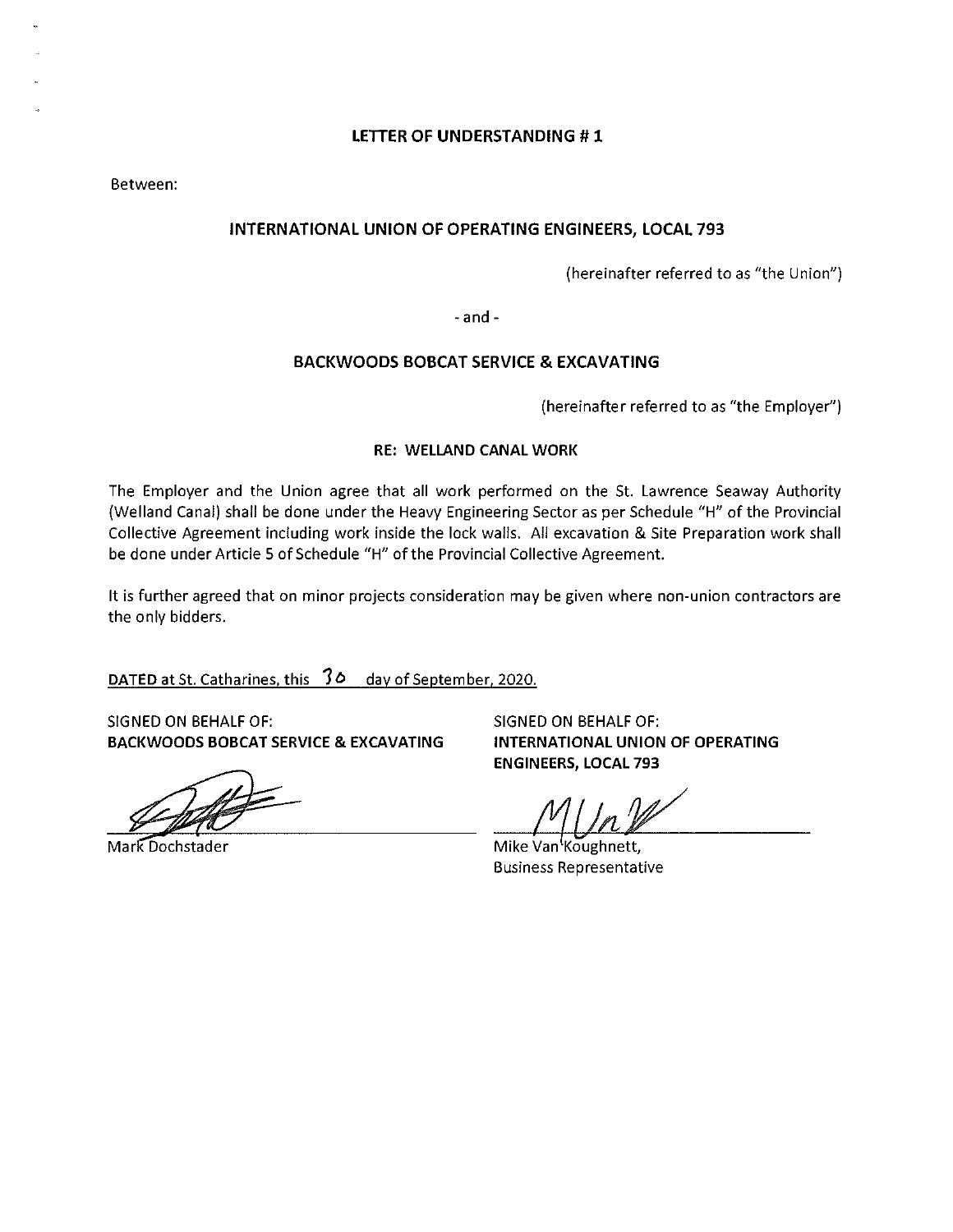# LETTER OF UNDERSTANDING # 1

Between:

**INTERNATIONAL UNION OF OPERATING ENGINEERS, LOCAL 793**

(hereinafter referred to as "the Union")

- and -

**BACKWOODS BOBCAT SERVICE & EXCAVATING**

(hereinafter referred to as "the Employer")

**RE: WELLAND CANAL WORK**

The Employer and the Union agree that all work performed on the St. Lawrence Seaway Authority (Welland Canal) shall be done under the Heavy Engineering Sector as per Schedule "H" of the Provincial Collective Agreement including work inside the lock walls. All excavation & Site Preparation work shall be done under Article 5 of Schedule "H" of the Provincial Collective Agreement.

It is further agreed that on minor projects consideration may be given where non-union contractors are the only bidders.

**DATED** at St. Catharines, this 30 day of September, 2020.

SIGNED ON BEHALF OF:
**BACKWOODS BOBCAT SERVICE & EXCAVATING**

Mark Dochstader

SIGNED ON BEHALF OF:
**INTERNATIONAL UNION OF OPERATING ENGINEERS, LOCAL 793**

Mike Van Koughnett,
Business Representative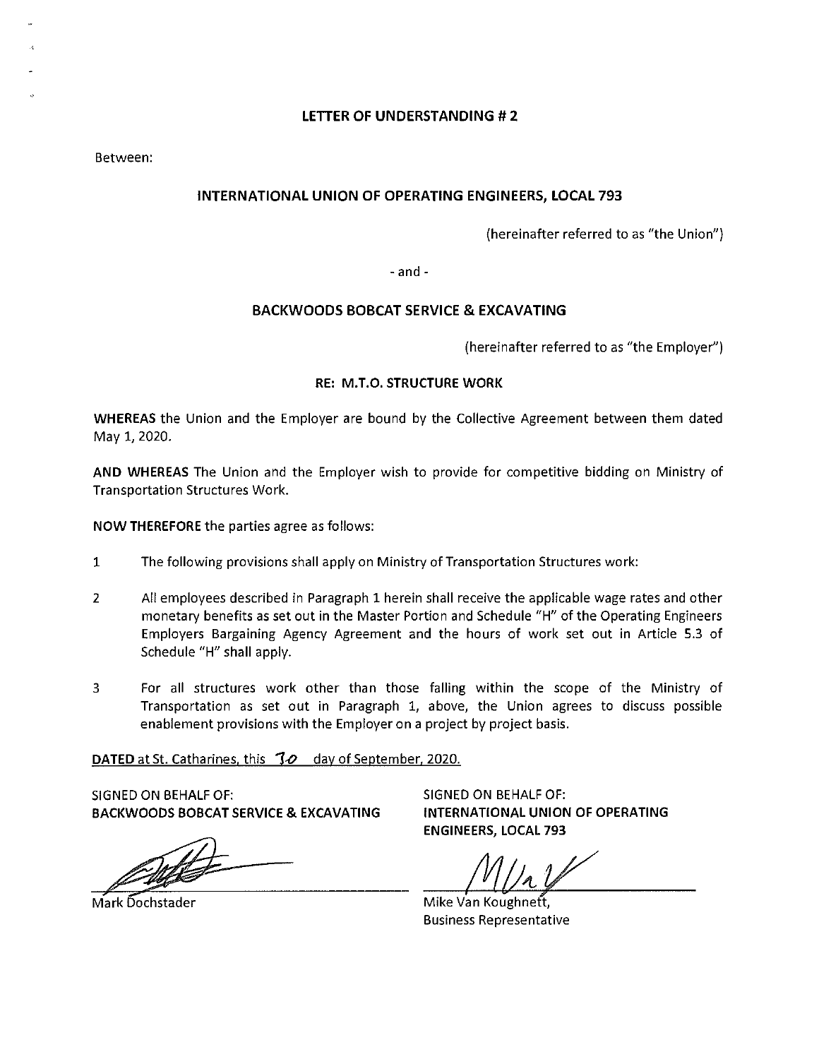**LETTER OF UNDERSTANDING # 2**

Between:

**INTERNATIONAL UNION OF OPERATING ENGINEERS, LOCAL 793**

(hereinafter referred to as "the Union")

- and -

**BACKWOODS BOBCAT SERVICE & EXCAVATING**

(hereinafter referred to as "the Employer")

**RE: M.T.O. STRUCTURE WORK**

**WHEREAS** the Union and the Employer are bound by the Collective Agreement between them dated May 1, 2020.

**AND WHEREAS** The Union and the Employer wish to provide for competitive bidding on Ministry of Transportation Structures Work.

**NOW THEREFORE** the parties agree as follows:

1. The following provisions shall apply on Ministry of Transportation Structures work:

2. All employees described in Paragraph 1 herein shall receive the applicable wage rates and other monetary benefits as set out in the Master Portion and Schedule "H" of the Operating Engineers Employers Bargaining Agency Agreement and the hours of work set out in Article 5.3 of Schedule "H" shall apply.

3. For all structures work other than those falling within the scope of the Ministry of Transportation as set out in Paragraph 1, above, the Union agrees to discuss possible enablement provisions with the Employer on a project by project basis.

**DATED** at St. Catharines, this 30 day of September, 2020.

SIGNED ON BEHALF OF:
**BACKWOODS BOBCAT SERVICE & EXCAVATING**

Mark Dochstader

SIGNED ON BEHALF OF:
**INTERNATIONAL UNION OF OPERATING ENGINEERS, LOCAL 793**

Mike Van Koughnett,
Business Representative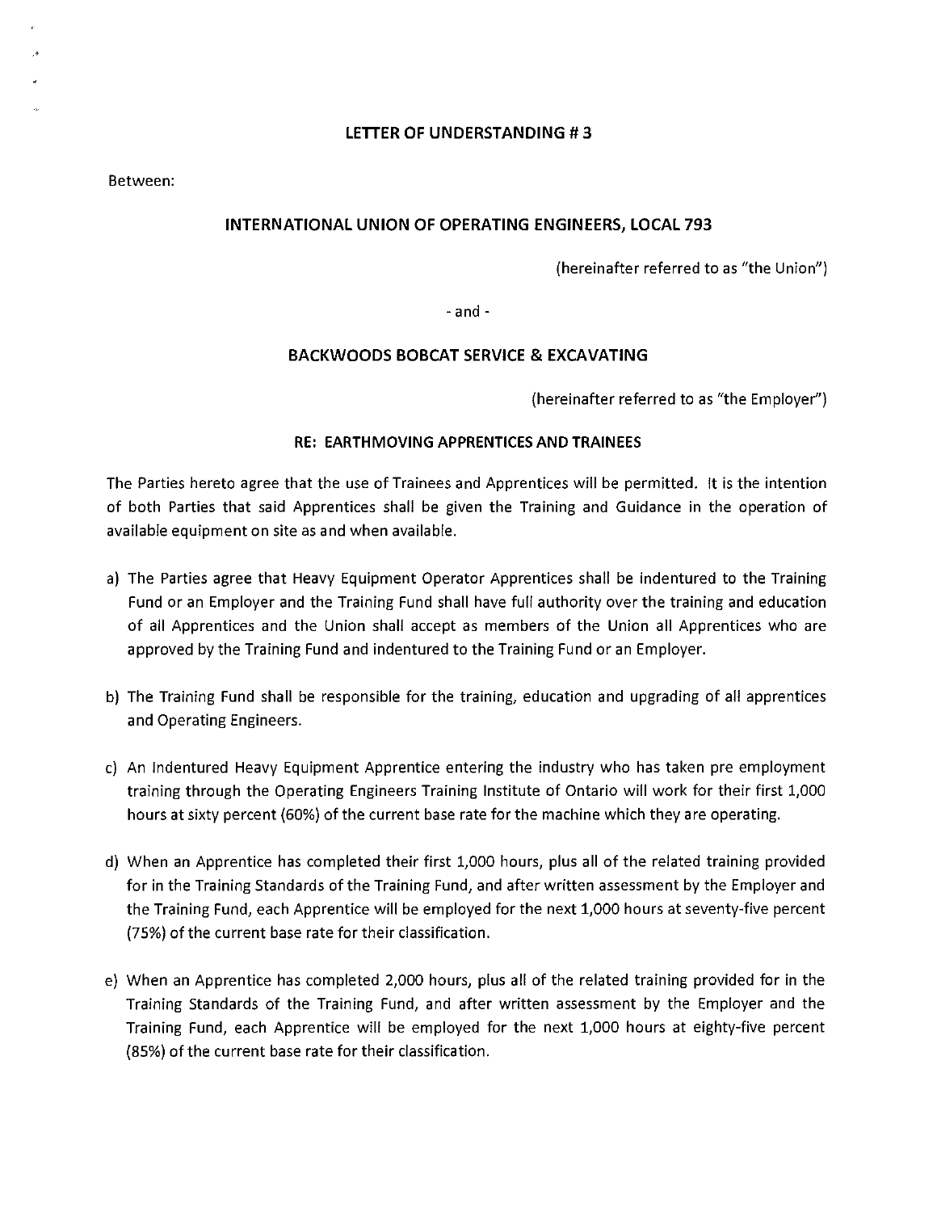## LETTER OF UNDERSTANDING # 3

Between:

**INTERNATIONAL UNION OF OPERATING ENGINEERS, LOCAL 793**

(hereinafter referred to as "the Union")

- and -

**BACKWOODS BOBCAT SERVICE & EXCAVATING**

(hereinafter referred to as "the Employer")

**RE: EARTHMOVING APPRENTICES AND TRAINEES**

The Parties hereto agree that the use of Trainees and Apprentices will be permitted. It is the intention of both Parties that said Apprentices shall be given the Training and Guidance in the operation of available equipment on site as and when available.

a) The Parties agree that Heavy Equipment Operator Apprentices shall be indentured to the Training Fund or an Employer and the Training Fund shall have full authority over the training and education of all Apprentices and the Union shall accept as members of the Union all Apprentices who are approved by the Training Fund and indentured to the Training Fund or an Employer.

b) The Training Fund shall be responsible for the training, education and upgrading of all apprentices and Operating Engineers.

c) An Indentured Heavy Equipment Apprentice entering the industry who has taken pre employment training through the Operating Engineers Training Institute of Ontario will work for their first 1,000 hours at sixty percent (60%) of the current base rate for the machine which they are operating.

d) When an Apprentice has completed their first 1,000 hours, plus all of the related training provided for in the Training Standards of the Training Fund, and after written assessment by the Employer and the Training Fund, each Apprentice will be employed for the next 1,000 hours at seventy-five percent (75%) of the current base rate for their classification.

e) When an Apprentice has completed 2,000 hours, plus all of the related training provided for in the Training Standards of the Training Fund, and after written assessment by the Employer and the Training Fund, each Apprentice will be employed for the next 1,000 hours at eighty-five percent (85%) of the current base rate for their classification.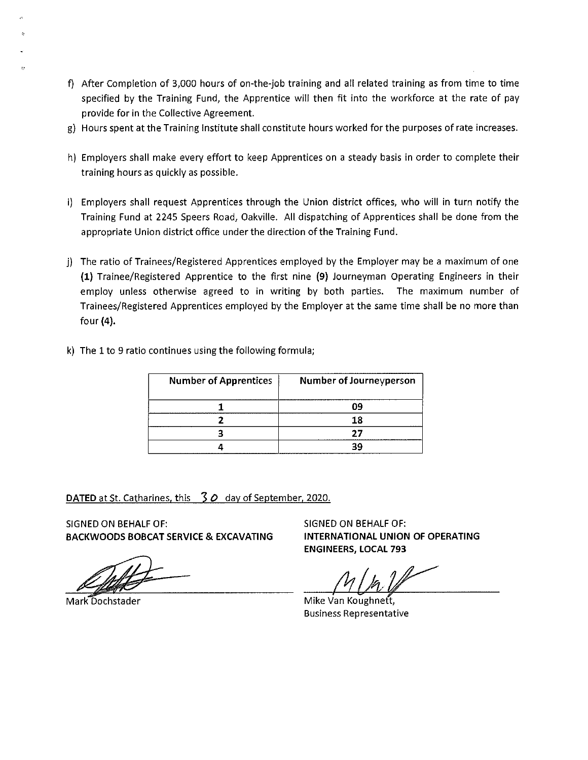f) After Completion of 3,000 hours of on-the-job training and all related training as from time to time specified by the Training Fund, the Apprentice will then fit into the workforce at the rate of pay provide for in the Collective Agreement.

g) Hours spent at the Training Institute shall constitute hours worked for the purposes of rate increases.

h) Employers shall make every effort to keep Apprentices on a steady basis in order to complete their training hours as quickly as possible.

i) Employers shall request Apprentices through the Union district offices, who will in turn notify the Training Fund at 2245 Speers Road, Oakville. All dispatching of Apprentices shall be done from the appropriate Union district office under the direction of the Training Fund.

j) The ratio of Trainees/Registered Apprentices employed by the Employer may be a maximum of one **(1)** Trainee/Registered Apprentice to the first nine **(9)** Journeyman Operating Engineers in their employ unless otherwise agreed to in writing by both parties. The maximum number of Trainees/Registered Apprentices employed by the Employer at the same time shall be no more than four **(4).**

k) The 1 to 9 ratio continues using the following formula;

| Number of Apprentices | Number of Journeyperson |
|---|---|
| 1 | 09 |
| 2 | 18 |
| 3 | 27 |
| 4 | 39 |

**DATED** at St. Catharines, this 30 day of September, 2020.

SIGNED ON BEHALF OF:
**BACKWOODS BOBCAT SERVICE & EXCAVATING**

Mark Dochstader

SIGNED ON BEHALF OF:
**INTERNATIONAL UNION OF OPERATING ENGINEERS, LOCAL 793**

Mike Van Koughnett,
Business Representative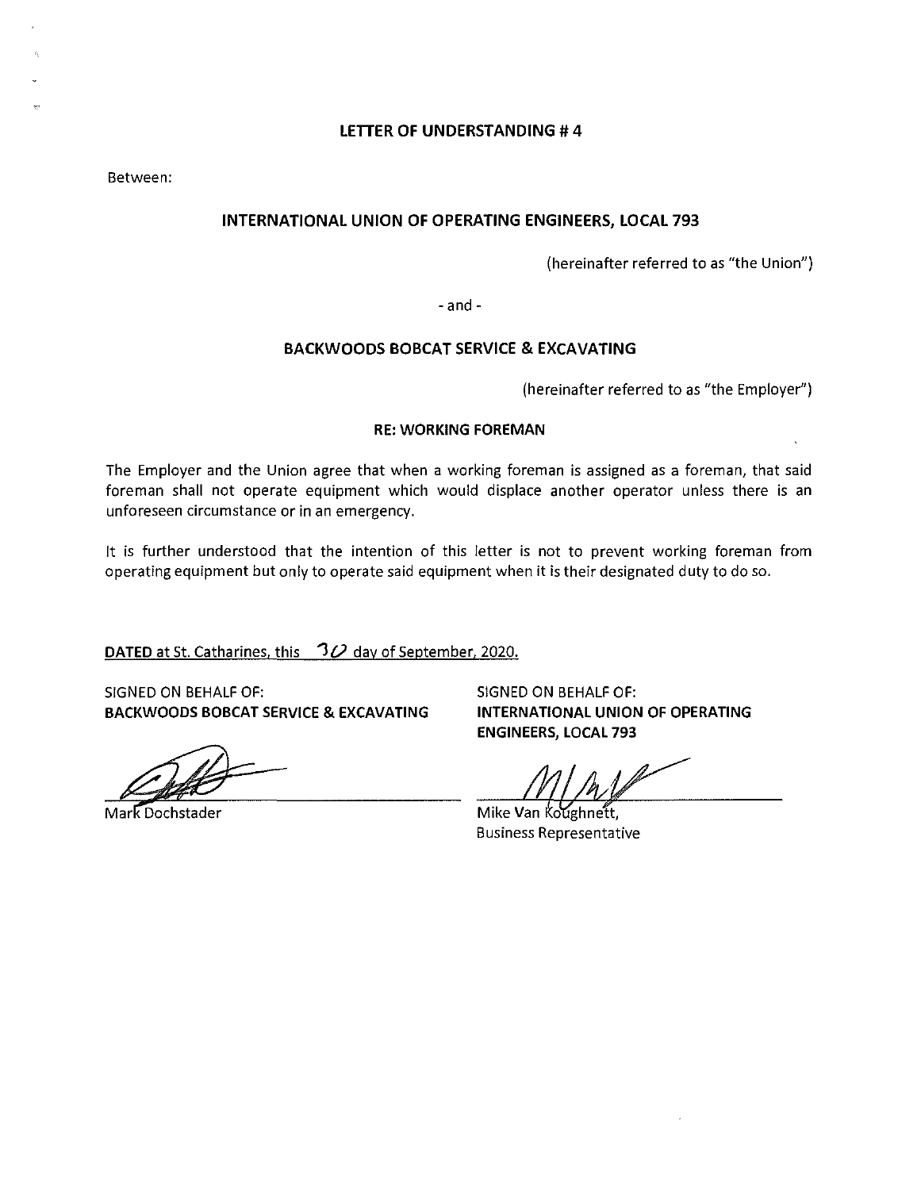## LETTER OF UNDERSTANDING # 4

Between:

**INTERNATIONAL UNION OF OPERATING ENGINEERS, LOCAL 793**

(hereinafter referred to as "the Union")

\- and -

**BACKWOODS BOBCAT SERVICE & EXCAVATING**

(hereinafter referred to as "the Employer")

**RE: WORKING FOREMAN**

The Employer and the Union agree that when a working foreman is assigned as a foreman, that said foreman shall not operate equipment which would displace another operator unless there is an unforeseen circumstance or in an emergency.

It is further understood that the intention of this letter is not to prevent working foreman from operating equipment but only to operate said equipment when it is their designated duty to do so.

**DATED** at St. Catharines, this 30 day of September, 2020.

SIGNED ON BEHALF OF:
**BACKWOODS BOBCAT SERVICE & EXCAVATING**

Mark Dochstader

SIGNED ON BEHALF OF:
**INTERNATIONAL UNION OF OPERATING ENGINEERS, LOCAL 793**

Mike Van Koughnett,
Business Representative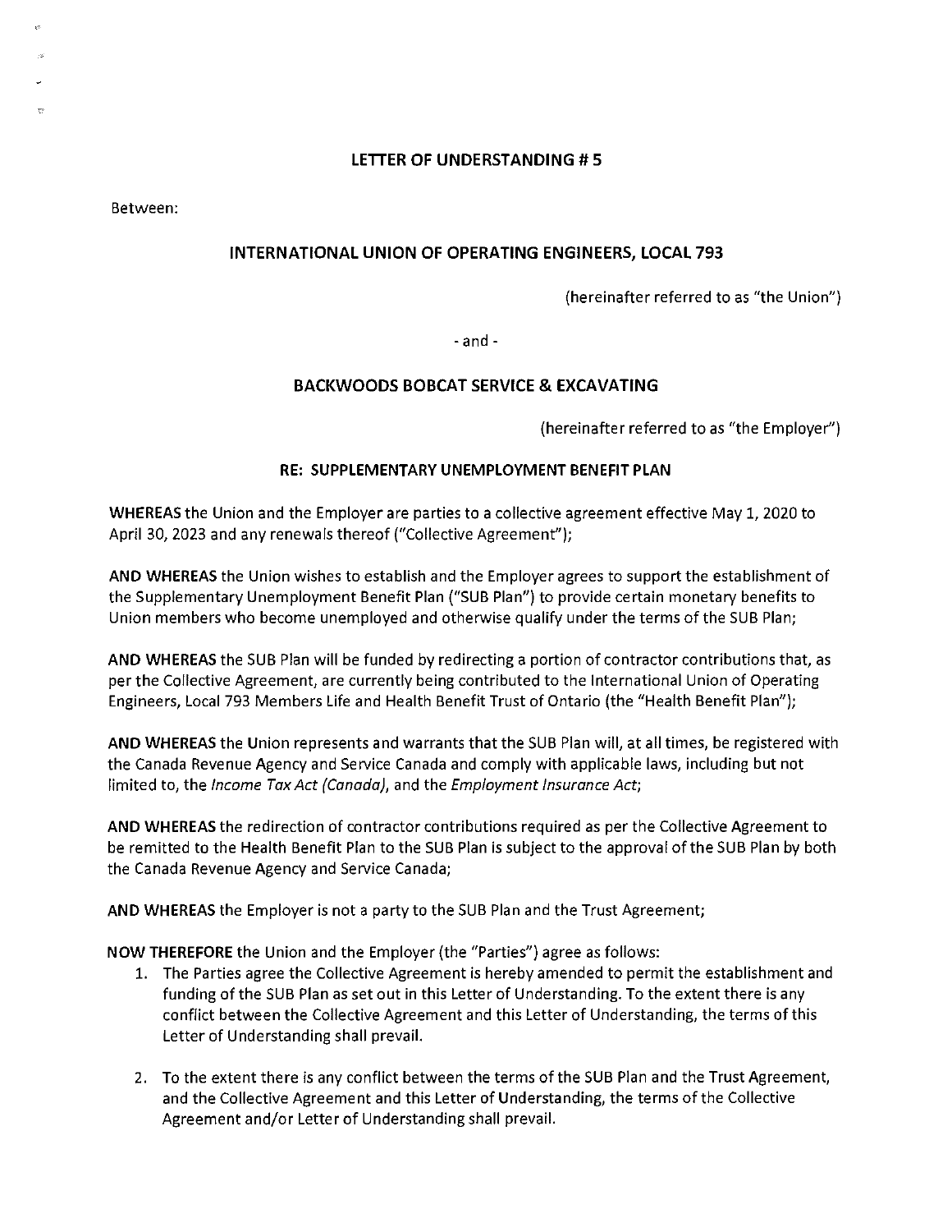## LETTER OF UNDERSTANDING # 5

Between:

### INTERNATIONAL UNION OF OPERATING ENGINEERS, LOCAL 793

(hereinafter referred to as "the Union")

- and -

### BACKWOODS BOBCAT SERVICE & EXCAVATING

(hereinafter referred to as "the Employer")

### RE: SUPPLEMENTARY UNEMPLOYMENT BENEFIT PLAN

**WHEREAS** the Union and the Employer are parties to a collective agreement effective May 1, 2020 to April 30, 2023 and any renewals thereof ("Collective Agreement");

**AND WHEREAS** the Union wishes to establish and the Employer agrees to support the establishment of the Supplementary Unemployment Benefit Plan ("SUB Plan") to provide certain monetary benefits to Union members who become unemployed and otherwise qualify under the terms of the SUB Plan;

**AND WHEREAS** the SUB Plan will be funded by redirecting a portion of contractor contributions that, as per the Collective Agreement, are currently being contributed to the International Union of Operating Engineers, Local 793 Members Life and Health Benefit Trust of Ontario (the "Health Benefit Plan");

**AND WHEREAS** the Union represents and warrants that the SUB Plan will, at all times, be registered with the Canada Revenue Agency and Service Canada and comply with applicable laws, including but not limited to, the *Income Tax Act (Canada)*, and the *Employment Insurance Act*;

**AND WHEREAS** the redirection of contractor contributions required as per the Collective Agreement to be remitted to the Health Benefit Plan to the SUB Plan is subject to the approval of the SUB Plan by both the Canada Revenue Agency and Service Canada;

**AND WHEREAS** the Employer is not a party to the SUB Plan and the Trust Agreement;

**NOW THEREFORE** the Union and the Employer (the "Parties") agree as follows:

1. The Parties agree the Collective Agreement is hereby amended to permit the establishment and funding of the SUB Plan as set out in this Letter of Understanding. To the extent there is any conflict between the Collective Agreement and this Letter of Understanding, the terms of this Letter of Understanding shall prevail.

2. To the extent there is any conflict between the terms of the SUB Plan and the Trust Agreement, and the Collective Agreement and this Letter of Understanding, the terms of the Collective Agreement and/or Letter of Understanding shall prevail.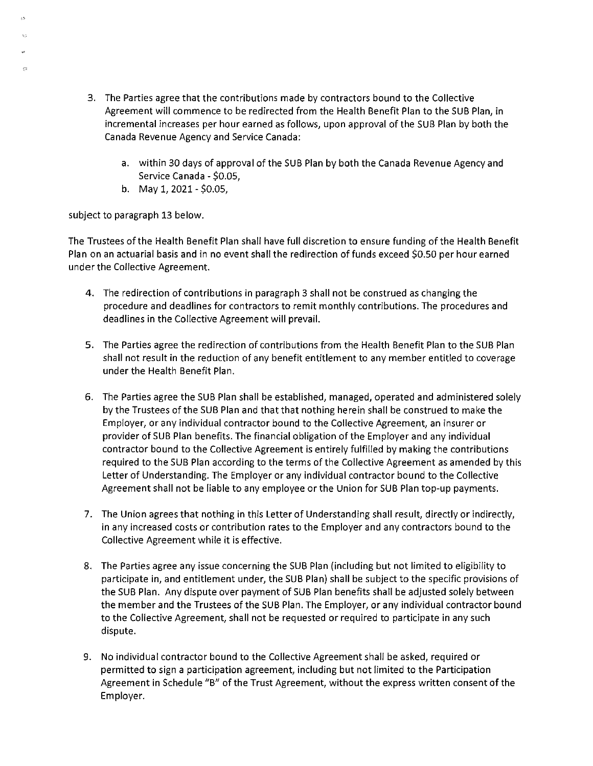3. The Parties agree that the contributions made by contractors bound to the Collective Agreement will commence to be redirected from the Health Benefit Plan to the SUB Plan, in incremental increases per hour earned as follows, upon approval of the SUB Plan by both the Canada Revenue Agency and Service Canada:

   a. within 30 days of approval of the SUB Plan by both the Canada Revenue Agency and Service Canada - $0.05,
   b. May 1, 2021 - $0.05,

subject to paragraph 13 below.

The Trustees of the Health Benefit Plan shall have full discretion to ensure funding of the Health Benefit Plan on an actuarial basis and in no event shall the redirection of funds exceed $0.50 per hour earned under the Collective Agreement.

4. The redirection of contributions in paragraph 3 shall not be construed as changing the procedure and deadlines for contractors to remit monthly contributions. The procedures and deadlines in the Collective Agreement will prevail.

5. The Parties agree the redirection of contributions from the Health Benefit Plan to the SUB Plan shall not result in the reduction of any benefit entitlement to any member entitled to coverage under the Health Benefit Plan.

6. The Parties agree the SUB Plan shall be established, managed, operated and administered solely by the Trustees of the SUB Plan and that that nothing herein shall be construed to make the Employer, or any individual contractor bound to the Collective Agreement, an insurer or provider of SUB Plan benefits. The financial obligation of the Employer and any individual contractor bound to the Collective Agreement is entirely fulfilled by making the contributions required to the SUB Plan according to the terms of the Collective Agreement as amended by this Letter of Understanding. The Employer or any individual contractor bound to the Collective Agreement shall not be liable to any employee or the Union for SUB Plan top-up payments.

7. The Union agrees that nothing in this Letter of Understanding shall result, directly or indirectly, in any increased costs or contribution rates to the Employer and any contractors bound to the Collective Agreement while it is effective.

8. The Parties agree any issue concerning the SUB Plan (including but not limited to eligibility to participate in, and entitlement under, the SUB Plan) shall be subject to the specific provisions of the SUB Plan. Any dispute over payment of SUB Plan benefits shall be adjusted solely between the member and the Trustees of the SUB Plan. The Employer, or any individual contractor bound to the Collective Agreement, shall not be requested or required to participate in any such dispute.

9. No individual contractor bound to the Collective Agreement shall be asked, required or permitted to sign a participation agreement, including but not limited to the Participation Agreement in Schedule "B" of the Trust Agreement, without the express written consent of the Employer.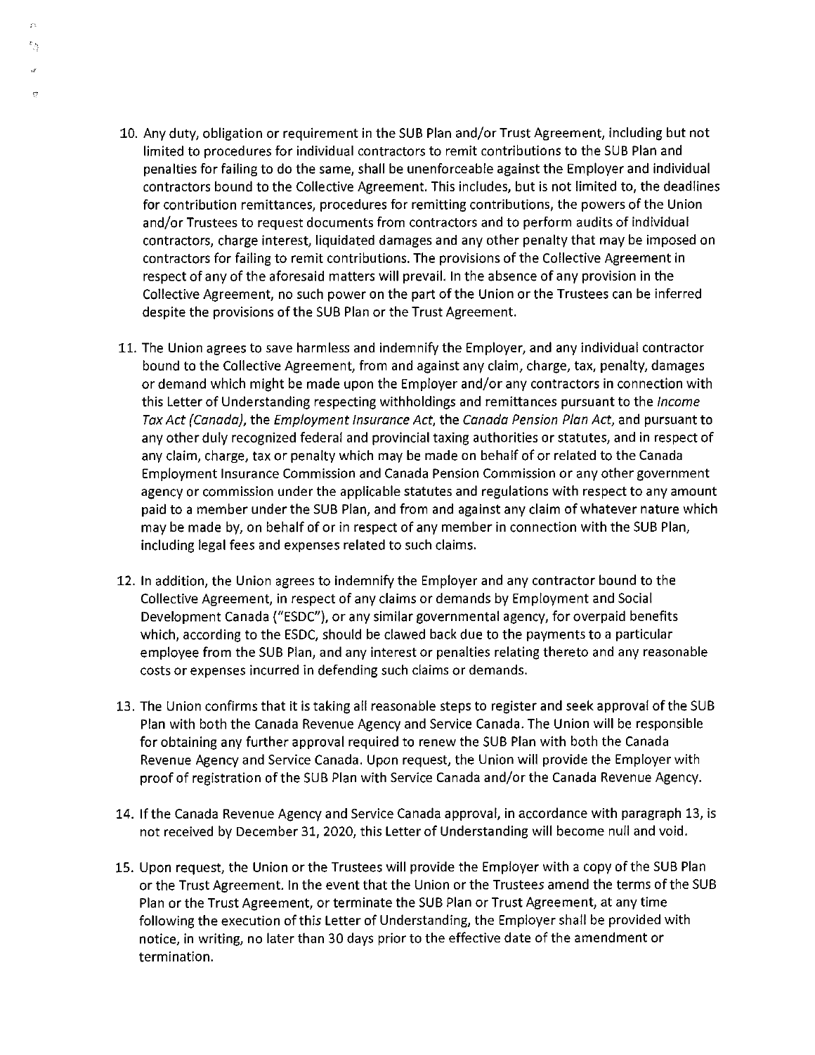10. Any duty, obligation or requirement in the SUB Plan and/or Trust Agreement, including but not limited to procedures for individual contractors to remit contributions to the SUB Plan and penalties for failing to do the same, shall be unenforceable against the Employer and individual contractors bound to the Collective Agreement. This includes, but is not limited to, the deadlines for contribution remittances, procedures for remitting contributions, the powers of the Union and/or Trustees to request documents from contractors and to perform audits of individual contractors, charge interest, liquidated damages and any other penalty that may be imposed on contractors for failing to remit contributions. The provisions of the Collective Agreement in respect of any of the aforesaid matters will prevail. In the absence of any provision in the Collective Agreement, no such power on the part of the Union or the Trustees can be inferred despite the provisions of the SUB Plan or the Trust Agreement.

11. The Union agrees to save harmless and indemnify the Employer, and any individual contractor bound to the Collective Agreement, from and against any claim, charge, tax, penalty, damages or demand which might be made upon the Employer and/or any contractors in connection with this Letter of Understanding respecting withholdings and remittances pursuant to the *Income Tax Act (Canada)*, the *Employment Insurance Act*, the *Canada Pension Plan Act*, and pursuant to any other duly recognized federal and provincial taxing authorities or statutes, and in respect of any claim, charge, tax or penalty which may be made on behalf of or related to the Canada Employment Insurance Commission and Canada Pension Commission or any other government agency or commission under the applicable statutes and regulations with respect to any amount paid to a member under the SUB Plan, and from and against any claim of whatever nature which may be made by, on behalf of or in respect of any member in connection with the SUB Plan, including legal fees and expenses related to such claims.

12. In addition, the Union agrees to indemnify the Employer and any contractor bound to the Collective Agreement, in respect of any claims or demands by Employment and Social Development Canada ("ESDC"), or any similar governmental agency, for overpaid benefits which, according to the ESDC, should be clawed back due to the payments to a particular employee from the SUB Plan, and any interest or penalties relating thereto and any reasonable costs or expenses incurred in defending such claims or demands.

13. The Union confirms that it is taking all reasonable steps to register and seek approval of the SUB Plan with both the Canada Revenue Agency and Service Canada. The Union will be responsible for obtaining any further approval required to renew the SUB Plan with both the Canada Revenue Agency and Service Canada. Upon request, the Union will provide the Employer with proof of registration of the SUB Plan with Service Canada and/or the Canada Revenue Agency.

14. If the Canada Revenue Agency and Service Canada approval, in accordance with paragraph 13, is not received by December 31, 2020, this Letter of Understanding will become null and void.

15. Upon request, the Union or the Trustees will provide the Employer with a copy of the SUB Plan or the Trust Agreement. In the event that the Union or the Trustees amend the terms of the SUB Plan or the Trust Agreement, or terminate the SUB Plan or Trust Agreement, at any time following the execution of this Letter of Understanding, the Employer shall be provided with notice, in writing, no later than 30 days prior to the effective date of the amendment or termination.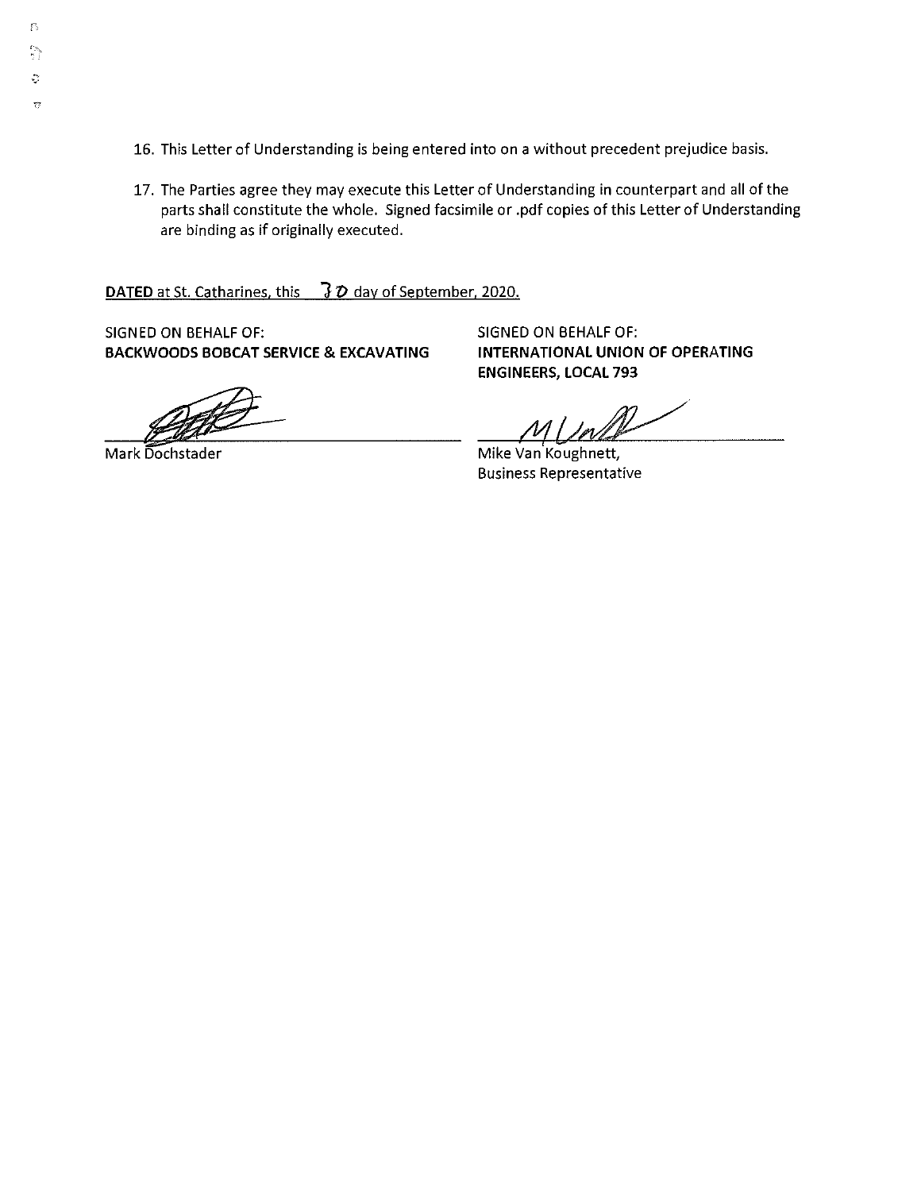16. This Letter of Understanding is being entered into on a without precedent prejudice basis.

17. The Parties agree they may execute this Letter of Understanding in counterpart and all of the parts shall constitute the whole. Signed facsimile or .pdf copies of this Letter of Understanding are binding as if originally executed.

**DATED** at St. Catharines, this 30 day of September, 2020.

SIGNED ON BEHALF OF:
**BACKWOODS BOBCAT SERVICE & EXCAVATING**

Mark Dochstader

SIGNED ON BEHALF OF:
**INTERNATIONAL UNION OF OPERATING ENGINEERS, LOCAL 793**

Mike Van Koughnett,
Business Representative